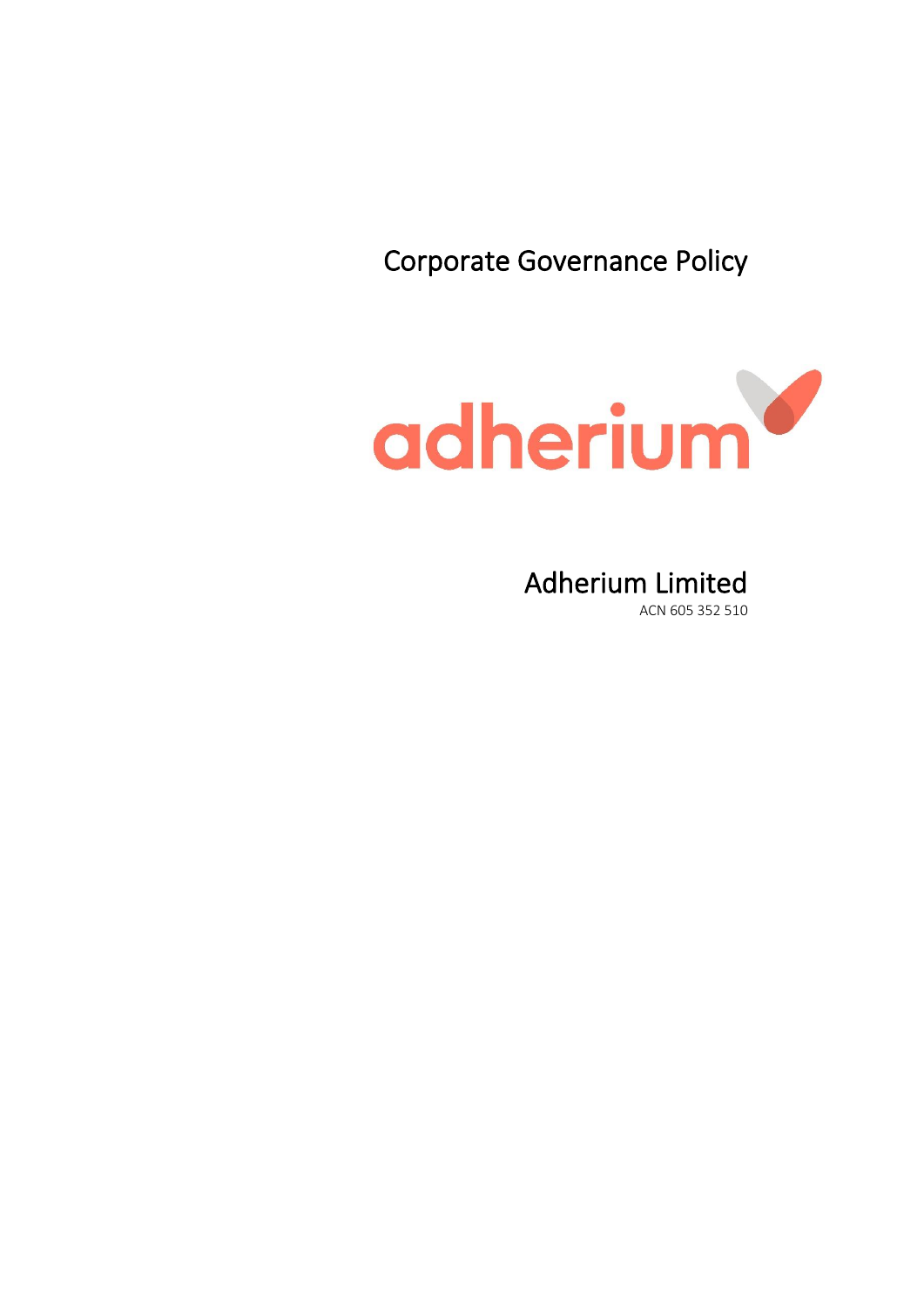# Corporate Governance Policy

adherium

## Adherium Limited

ACN 605 352 510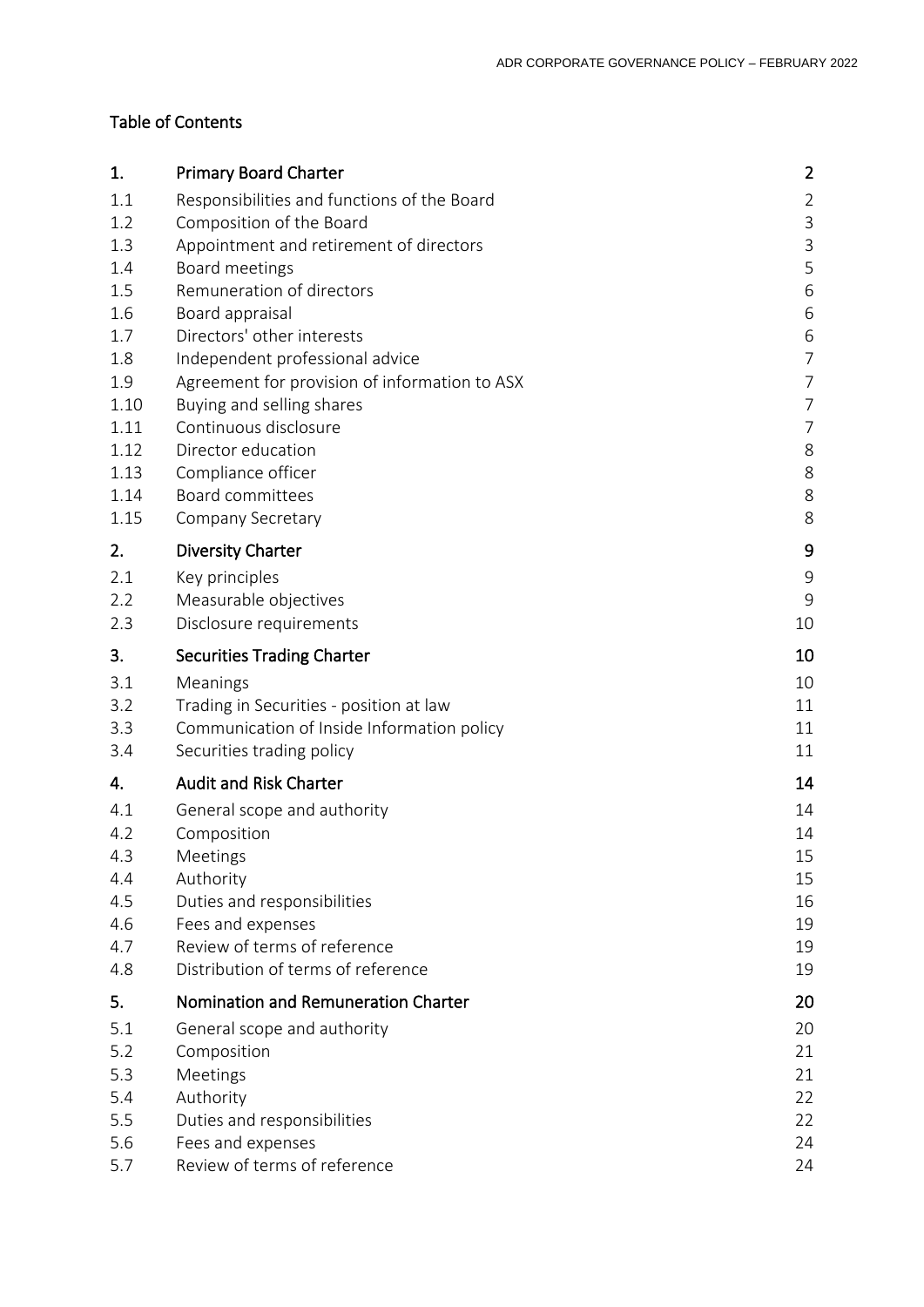## Table of Contents

| | | |
|---|---|---|
| **1.** | **Primary Board Charter** | **2** |
| 1.1 | Responsibilities and functions of the Board | 2 |
| 1.2 | Composition of the Board | 3 |
| 1.3 | Appointment and retirement of directors | 3 |
| 1.4 | Board meetings | 5 |
| 1.5 | Remuneration of directors | 6 |
| 1.6 | Board appraisal | 6 |
| 1.7 | Directors' other interests | 6 |
| 1.8 | Independent professional advice | 7 |
| 1.9 | Agreement for provision of information to ASX | 7 |
| 1.10 | Buying and selling shares | 7 |
| 1.11 | Continuous disclosure | 7 |
| 1.12 | Director education | 8 |
| 1.13 | Compliance officer | 8 |
| 1.14 | Board committees | 8 |
| 1.15 | Company Secretary | 8 |
| **2.** | **Diversity Charter** | **9** |
| 2.1 | Key principles | 9 |
| 2.2 | Measurable objectives | 9 |
| 2.3 | Disclosure requirements | 10 |
| **3.** | **Securities Trading Charter** | **10** |
| 3.1 | Meanings | 10 |
| 3.2 | Trading in Securities - position at law | 11 |
| 3.3 | Communication of Inside Information policy | 11 |
| 3.4 | Securities trading policy | 11 |
| **4.** | **Audit and Risk Charter** | **14** |
| 4.1 | General scope and authority | 14 |
| 4.2 | Composition | 14 |
| 4.3 | Meetings | 15 |
| 4.4 | Authority | 15 |
| 4.5 | Duties and responsibilities | 16 |
| 4.6 | Fees and expenses | 19 |
| 4.7 | Review of terms of reference | 19 |
| 4.8 | Distribution of terms of reference | 19 |
| **5.** | **Nomination and Remuneration Charter** | **20** |
| 5.1 | General scope and authority | 20 |
| 5.2 | Composition | 21 |
| 5.3 | Meetings | 21 |
| 5.4 | Authority | 22 |
| 5.5 | Duties and responsibilities | 22 |
| 5.6 | Fees and expenses | 24 |
| 5.7 | Review of terms of reference | 24 |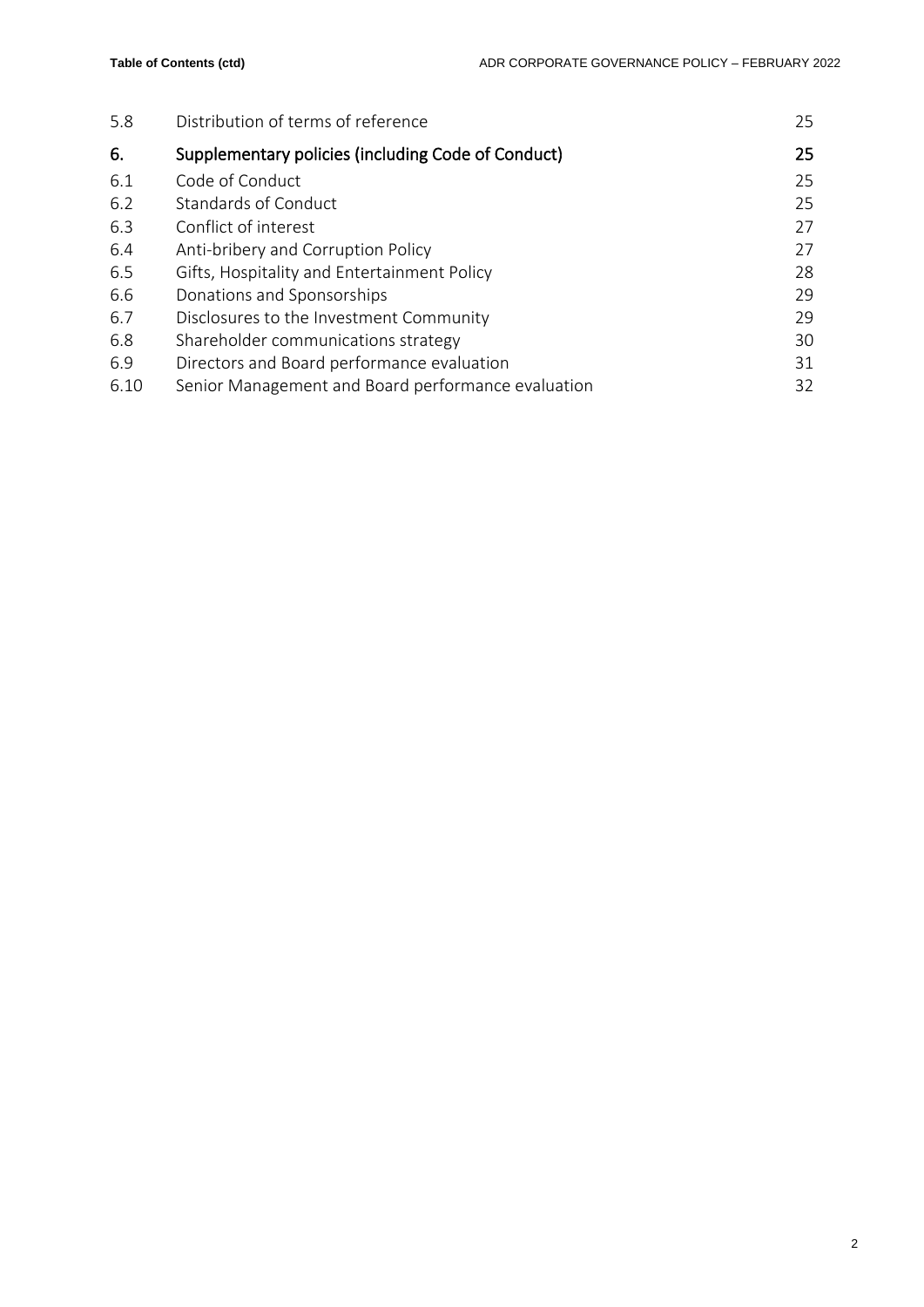| | | |
|---|---|---|
| 5.8 | Distribution of terms of reference | 25 |
| **6.** | **Supplementary policies (including Code of Conduct)** | **25** |
| 6.1 | Code of Conduct | 25 |
| 6.2 | Standards of Conduct | 25 |
| 6.3 | Conflict of interest | 27 |
| 6.4 | Anti-bribery and Corruption Policy | 27 |
| 6.5 | Gifts, Hospitality and Entertainment Policy | 28 |
| 6.6 | Donations and Sponsorships | 29 |
| 6.7 | Disclosures to the Investment Community | 29 |
| 6.8 | Shareholder communications strategy | 30 |
| 6.9 | Directors and Board performance evaluation | 31 |
| 6.10 | Senior Management and Board performance evaluation | 32 |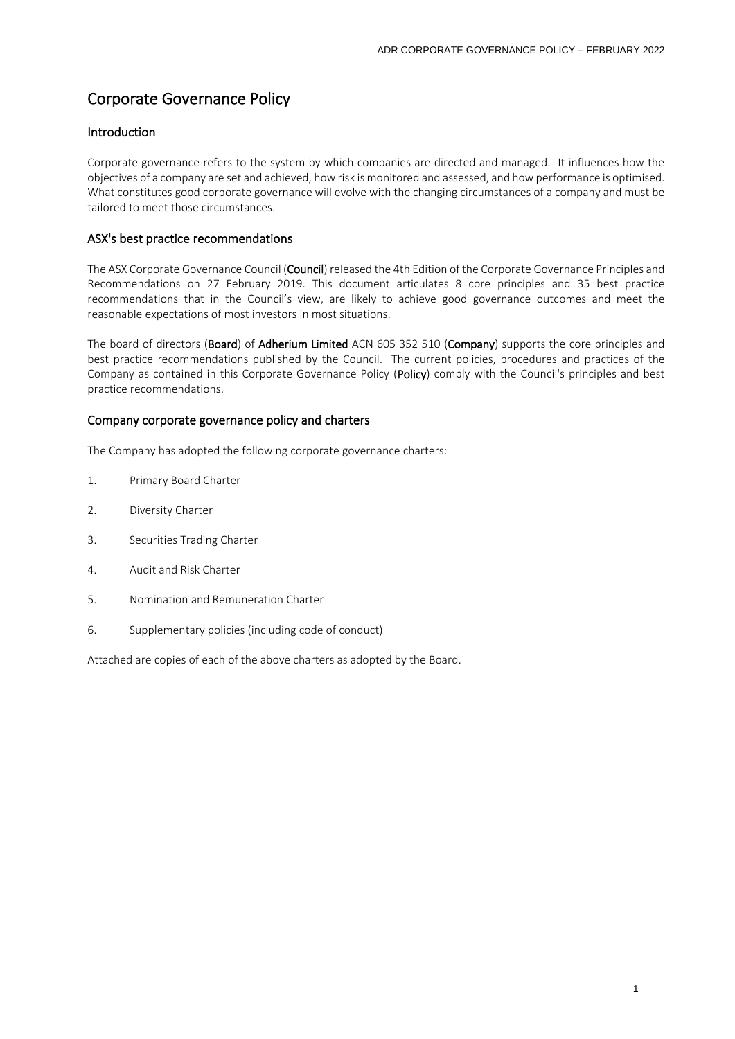# Corporate Governance Policy

## Introduction

Corporate governance refers to the system by which companies are directed and managed. It influences how the objectives of a company are set and achieved, how risk is monitored and assessed, and how performance is optimised. What constitutes good corporate governance will evolve with the changing circumstances of a company and must be tailored to meet those circumstances.

## ASX's best practice recommendations

The ASX Corporate Governance Council (**Council**) released the 4th Edition of the Corporate Governance Principles and Recommendations on 27 February 2019. This document articulates 8 core principles and 35 best practice recommendations that in the Council's view, are likely to achieve good governance outcomes and meet the reasonable expectations of most investors in most situations.

The board of directors (**Board**) of **Adherium Limited** ACN 605 352 510 (**Company**) supports the core principles and best practice recommendations published by the Council. The current policies, procedures and practices of the Company as contained in this Corporate Governance Policy (**Policy**) comply with the Council's principles and best practice recommendations.

## Company corporate governance policy and charters

The Company has adopted the following corporate governance charters:

1. Primary Board Charter
2. Diversity Charter
3. Securities Trading Charter
4. Audit and Risk Charter
5. Nomination and Remuneration Charter
6. Supplementary policies (including code of conduct)

Attached are copies of each of the above charters as adopted by the Board.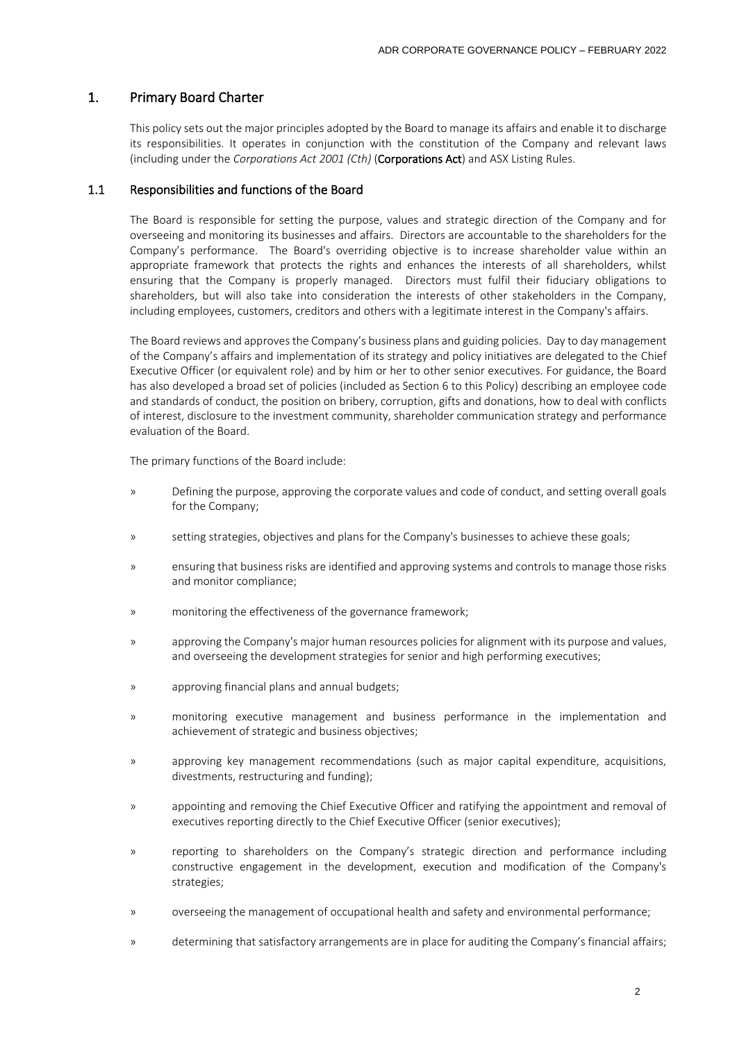## 1. Primary Board Charter

This policy sets out the major principles adopted by the Board to manage its affairs and enable it to discharge its responsibilities. It operates in conjunction with the constitution of the Company and relevant laws (including under the *Corporations Act 2001 (Cth)* (**Corporations Act**) and ASX Listing Rules.

### 1.1 Responsibilities and functions of the Board

The Board is responsible for setting the purpose, values and strategic direction of the Company and for overseeing and monitoring its businesses and affairs. Directors are accountable to the shareholders for the Company's performance. The Board's overriding objective is to increase shareholder value within an appropriate framework that protects the rights and enhances the interests of all shareholders, whilst ensuring that the Company is properly managed. Directors must fulfil their fiduciary obligations to shareholders, but will also take into consideration the interests of other stakeholders in the Company, including employees, customers, creditors and others with a legitimate interest in the Company's affairs.

The Board reviews and approves the Company's business plans and guiding policies. Day to day management of the Company's affairs and implementation of its strategy and policy initiatives are delegated to the Chief Executive Officer (or equivalent role) and by him or her to other senior executives. For guidance, the Board has also developed a broad set of policies (included as Section 6 to this Policy) describing an employee code and standards of conduct, the position on bribery, corruption, gifts and donations, how to deal with conflicts of interest, disclosure to the investment community, shareholder communication strategy and performance evaluation of the Board.

The primary functions of the Board include:

- Defining the purpose, approving the corporate values and code of conduct, and setting overall goals for the Company;
- setting strategies, objectives and plans for the Company's businesses to achieve these goals;
- ensuring that business risks are identified and approving systems and controls to manage those risks and monitor compliance;
- monitoring the effectiveness of the governance framework;
- approving the Company's major human resources policies for alignment with its purpose and values, and overseeing the development strategies for senior and high performing executives;
- approving financial plans and annual budgets;
- monitoring executive management and business performance in the implementation and achievement of strategic and business objectives;
- approving key management recommendations (such as major capital expenditure, acquisitions, divestments, restructuring and funding);
- appointing and removing the Chief Executive Officer and ratifying the appointment and removal of executives reporting directly to the Chief Executive Officer (senior executives);
- reporting to shareholders on the Company's strategic direction and performance including constructive engagement in the development, execution and modification of the Company's strategies;
- overseeing the management of occupational health and safety and environmental performance;
- determining that satisfactory arrangements are in place for auditing the Company's financial affairs;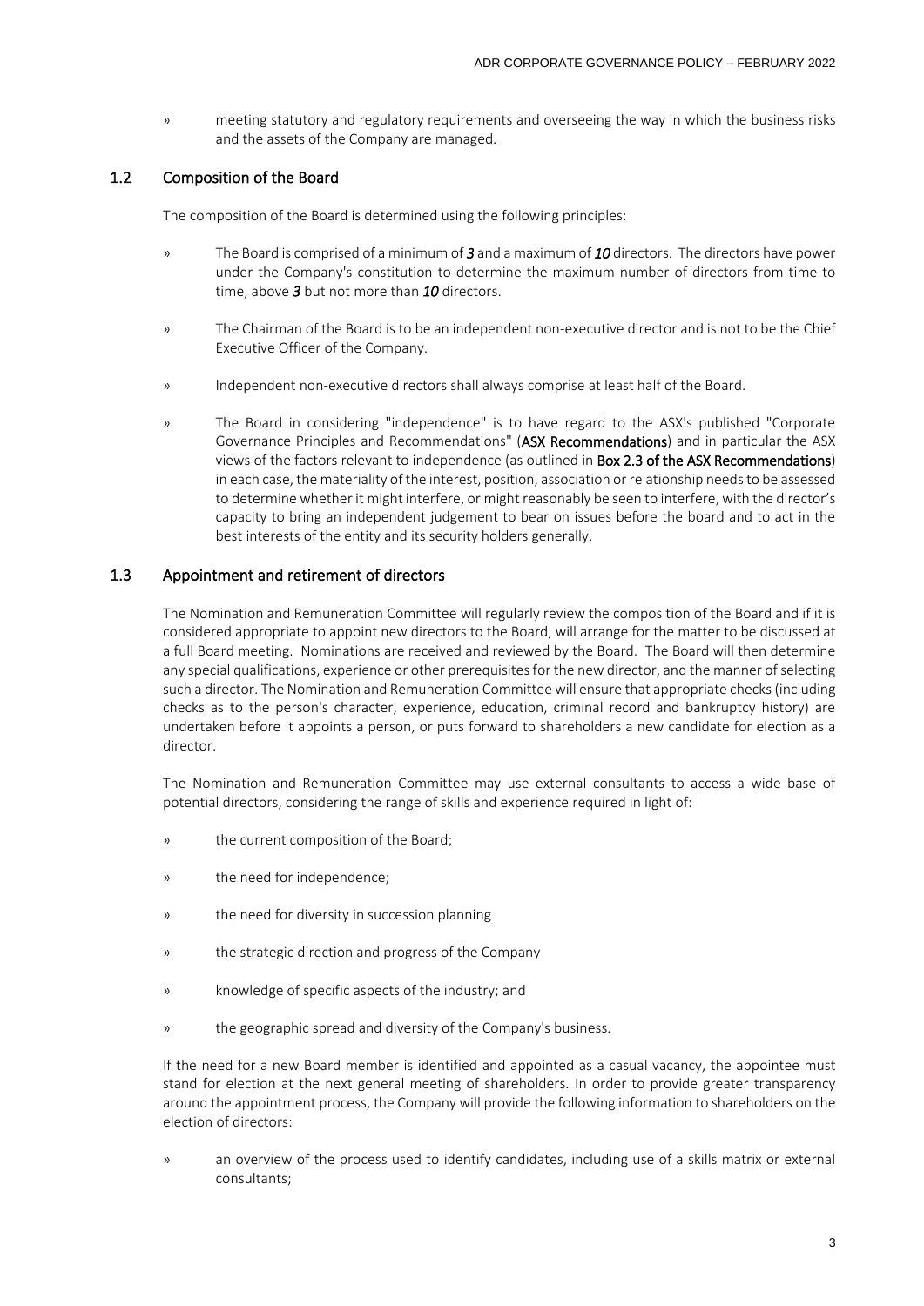- meeting statutory and regulatory requirements and overseeing the way in which the business risks and the assets of the Company are managed.

## 1.2 Composition of the Board

The composition of the Board is determined using the following principles:

- The Board is comprised of a minimum of ***3*** and a maximum of ***10*** directors. The directors have power under the Company's constitution to determine the maximum number of directors from time to time, above ***3*** but not more than ***10*** directors.
- The Chairman of the Board is to be an independent non-executive director and is not to be the Chief Executive Officer of the Company.
- Independent non-executive directors shall always comprise at least half of the Board.
- The Board in considering "independence" is to have regard to the ASX's published "Corporate Governance Principles and Recommendations" (**ASX Recommendations**) and in particular the ASX views of the factors relevant to independence (as outlined in **Box 2.3 of the ASX Recommendations**) in each case, the materiality of the interest, position, association or relationship needs to be assessed to determine whether it might interfere, or might reasonably be seen to interfere, with the director's capacity to bring an independent judgement to bear on issues before the board and to act in the best interests of the entity and its security holders generally.

## 1.3 Appointment and retirement of directors

The Nomination and Remuneration Committee will regularly review the composition of the Board and if it is considered appropriate to appoint new directors to the Board, will arrange for the matter to be discussed at a full Board meeting. Nominations are received and reviewed by the Board. The Board will then determine any special qualifications, experience or other prerequisites for the new director, and the manner of selecting such a director. The Nomination and Remuneration Committee will ensure that appropriate checks (including checks as to the person's character, experience, education, criminal record and bankruptcy history) are undertaken before it appoints a person, or puts forward to shareholders a new candidate for election as a director.

The Nomination and Remuneration Committee may use external consultants to access a wide base of potential directors, considering the range of skills and experience required in light of:

- the current composition of the Board;
- the need for independence;
- the need for diversity in succession planning
- the strategic direction and progress of the Company
- knowledge of specific aspects of the industry; and
- the geographic spread and diversity of the Company's business.

If the need for a new Board member is identified and appointed as a casual vacancy, the appointee must stand for election at the next general meeting of shareholders. In order to provide greater transparency around the appointment process, the Company will provide the following information to shareholders on the election of directors:

- an overview of the process used to identify candidates, including use of a skills matrix or external consultants;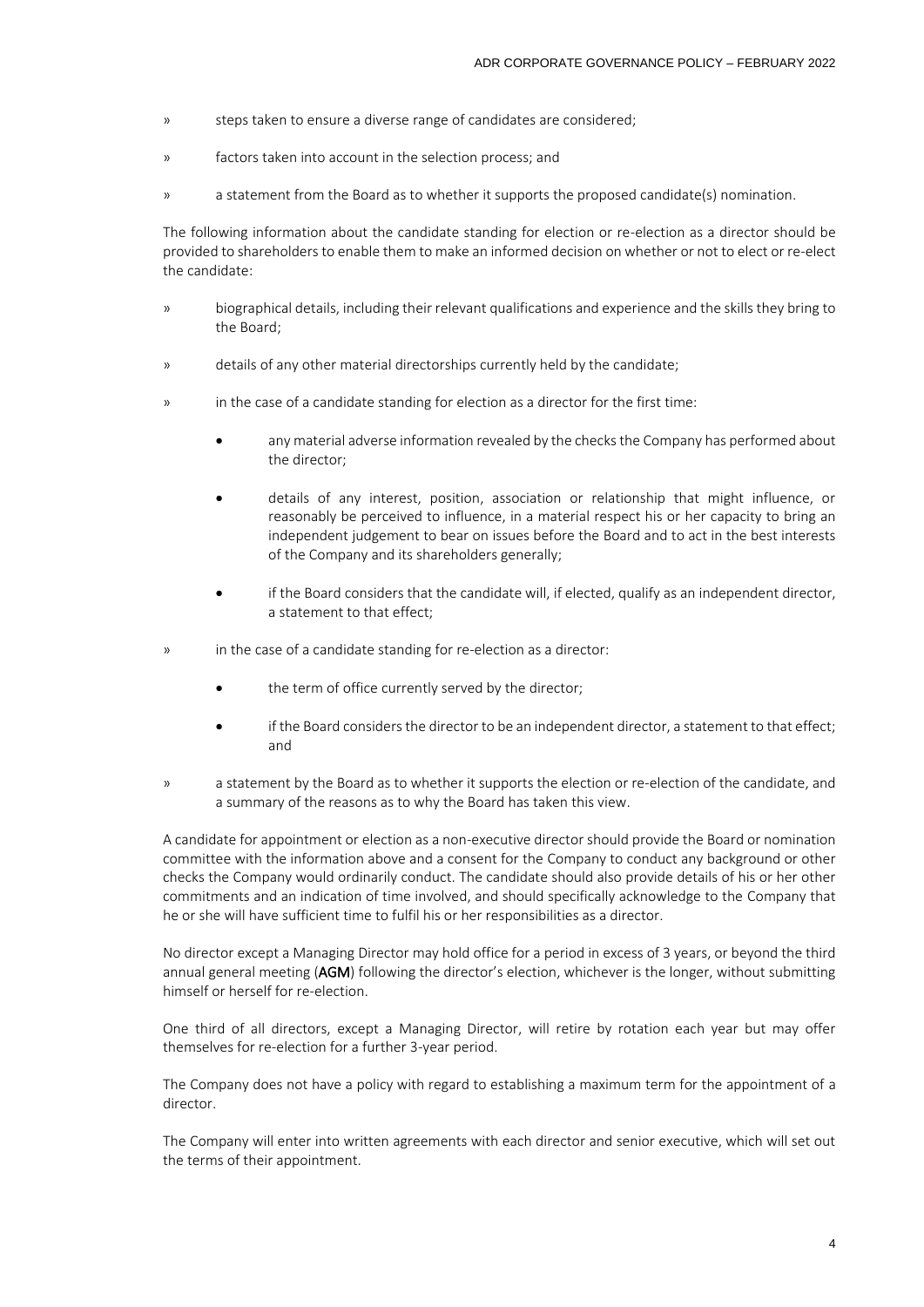- steps taken to ensure a diverse range of candidates are considered;
- factors taken into account in the selection process; and
- a statement from the Board as to whether it supports the proposed candidate(s) nomination.

The following information about the candidate standing for election or re-election as a director should be provided to shareholders to enable them to make an informed decision on whether or not to elect or re-elect the candidate:

- biographical details, including their relevant qualifications and experience and the skills they bring to the Board;
- details of any other material directorships currently held by the candidate;
- in the case of a candidate standing for election as a director for the first time:
    - any material adverse information revealed by the checks the Company has performed about the director;
    - details of any interest, position, association or relationship that might influence, or reasonably be perceived to influence, in a material respect his or her capacity to bring an independent judgement to bear on issues before the Board and to act in the best interests of the Company and its shareholders generally;
    - if the Board considers that the candidate will, if elected, qualify as an independent director, a statement to that effect;
- in the case of a candidate standing for re-election as a director:
    - the term of office currently served by the director;
    - if the Board considers the director to be an independent director, a statement to that effect; and
- a statement by the Board as to whether it supports the election or re-election of the candidate, and a summary of the reasons as to why the Board has taken this view.

A candidate for appointment or election as a non-executive director should provide the Board or nomination committee with the information above and a consent for the Company to conduct any background or other checks the Company would ordinarily conduct. The candidate should also provide details of his or her other commitments and an indication of time involved, and should specifically acknowledge to the Company that he or she will have sufficient time to fulfil his or her responsibilities as a director.

No director except a Managing Director may hold office for a period in excess of 3 years, or beyond the third annual general meeting (**AGM**) following the director's election, whichever is the longer, without submitting himself or herself for re-election.

One third of all directors, except a Managing Director, will retire by rotation each year but may offer themselves for re-election for a further 3-year period.

The Company does not have a policy with regard to establishing a maximum term for the appointment of a director.

The Company will enter into written agreements with each director and senior executive, which will set out the terms of their appointment.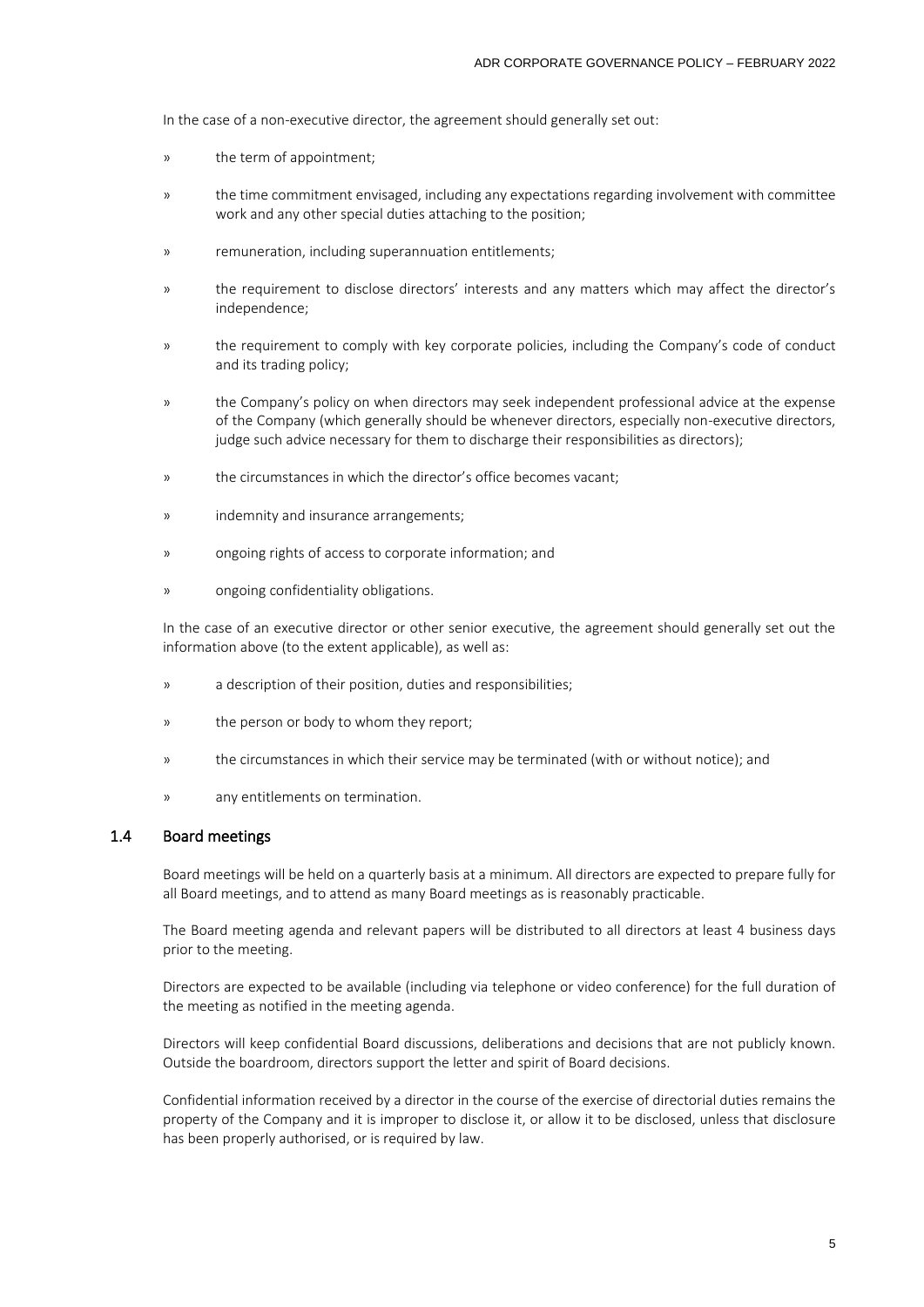In the case of a non-executive director, the agreement should generally set out:

- the term of appointment;
- the time commitment envisaged, including any expectations regarding involvement with committee work and any other special duties attaching to the position;
- remuneration, including superannuation entitlements;
- the requirement to disclose directors' interests and any matters which may affect the director's independence;
- the requirement to comply with key corporate policies, including the Company's code of conduct and its trading policy;
- the Company's policy on when directors may seek independent professional advice at the expense of the Company (which generally should be whenever directors, especially non-executive directors, judge such advice necessary for them to discharge their responsibilities as directors);
- the circumstances in which the director's office becomes vacant;
- indemnity and insurance arrangements;
- ongoing rights of access to corporate information; and
- ongoing confidentiality obligations.

In the case of an executive director or other senior executive, the agreement should generally set out the information above (to the extent applicable), as well as:

- a description of their position, duties and responsibilities;
- the person or body to whom they report;
- the circumstances in which their service may be terminated (with or without notice); and
- any entitlements on termination.

### 1.4 Board meetings

Board meetings will be held on a quarterly basis at a minimum. All directors are expected to prepare fully for all Board meetings, and to attend as many Board meetings as is reasonably practicable.

The Board meeting agenda and relevant papers will be distributed to all directors at least 4 business days prior to the meeting.

Directors are expected to be available (including via telephone or video conference) for the full duration of the meeting as notified in the meeting agenda.

Directors will keep confidential Board discussions, deliberations and decisions that are not publicly known. Outside the boardroom, directors support the letter and spirit of Board decisions.

Confidential information received by a director in the course of the exercise of directorial duties remains the property of the Company and it is improper to disclose it, or allow it to be disclosed, unless that disclosure has been properly authorised, or is required by law.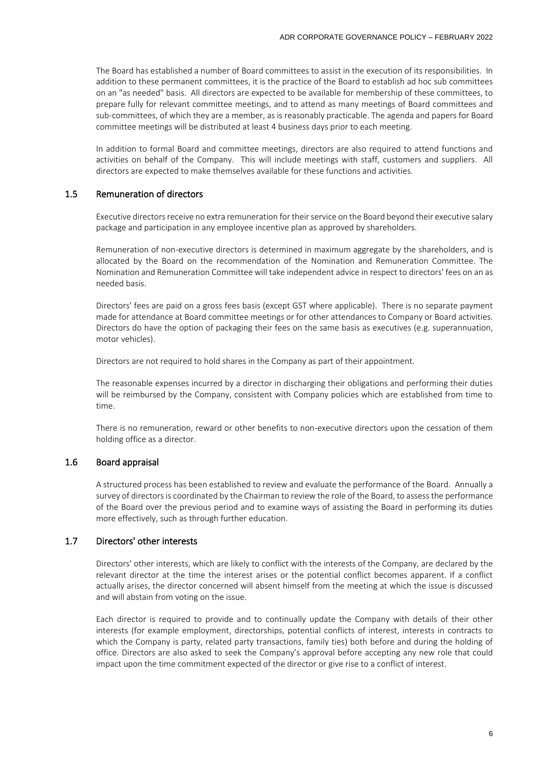The Board has established a number of Board committees to assist in the execution of its responsibilities. In addition to these permanent committees, it is the practice of the Board to establish ad hoc sub committees on an "as needed" basis. All directors are expected to be available for membership of these committees, to prepare fully for relevant committee meetings, and to attend as many meetings of Board committees and sub-committees, of which they are a member, as is reasonably practicable. The agenda and papers for Board committee meetings will be distributed at least 4 business days prior to each meeting.

In addition to formal Board and committee meetings, directors are also required to attend functions and activities on behalf of the Company. This will include meetings with staff, customers and suppliers. All directors are expected to make themselves available for these functions and activities.

## 1.5 Remuneration of directors

Executive directors receive no extra remuneration for their service on the Board beyond their executive salary package and participation in any employee incentive plan as approved by shareholders.

Remuneration of non-executive directors is determined in maximum aggregate by the shareholders, and is allocated by the Board on the recommendation of the Nomination and Remuneration Committee. The Nomination and Remuneration Committee will take independent advice in respect to directors' fees on an as needed basis.

Directors' fees are paid on a gross fees basis (except GST where applicable). There is no separate payment made for attendance at Board committee meetings or for other attendances to Company or Board activities. Directors do have the option of packaging their fees on the same basis as executives (e.g. superannuation, motor vehicles).

Directors are not required to hold shares in the Company as part of their appointment.

The reasonable expenses incurred by a director in discharging their obligations and performing their duties will be reimbursed by the Company, consistent with Company policies which are established from time to time.

There is no remuneration, reward or other benefits to non-executive directors upon the cessation of them holding office as a director.

## 1.6 Board appraisal

A structured process has been established to review and evaluate the performance of the Board. Annually a survey of directors is coordinated by the Chairman to review the role of the Board, to assess the performance of the Board over the previous period and to examine ways of assisting the Board in performing its duties more effectively, such as through further education.

## 1.7 Directors' other interests

Directors' other interests, which are likely to conflict with the interests of the Company, are declared by the relevant director at the time the interest arises or the potential conflict becomes apparent. If a conflict actually arises, the director concerned will absent himself from the meeting at which the issue is discussed and will abstain from voting on the issue.

Each director is required to provide and to continually update the Company with details of their other interests (for example employment, directorships, potential conflicts of interest, interests in contracts to which the Company is party, related party transactions, family ties) both before and during the holding of office. Directors are also asked to seek the Company's approval before accepting any new role that could impact upon the time commitment expected of the director or give rise to a conflict of interest.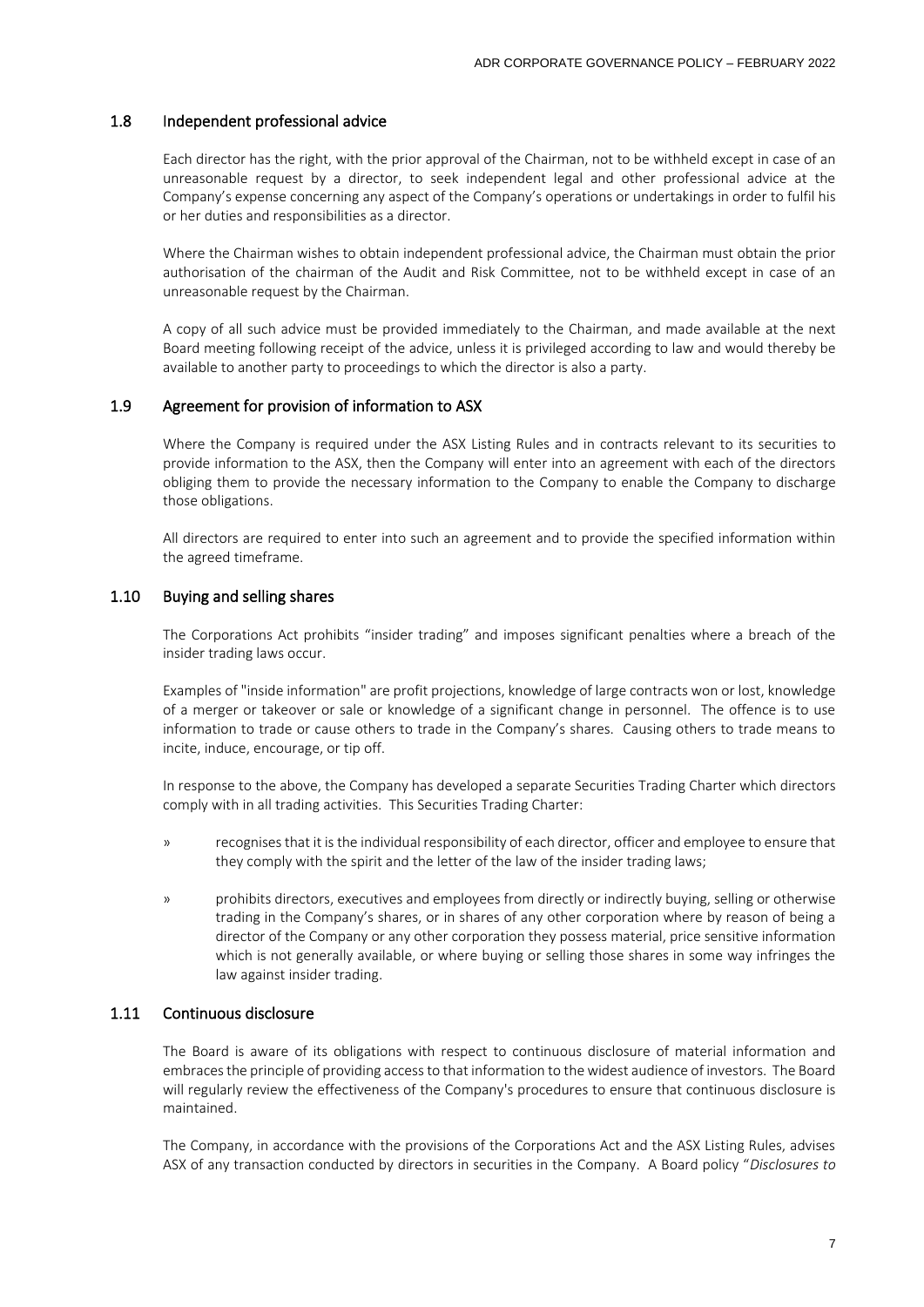### 1.8 Independent professional advice

Each director has the right, with the prior approval of the Chairman, not to be withheld except in case of an unreasonable request by a director, to seek independent legal and other professional advice at the Company's expense concerning any aspect of the Company's operations or undertakings in order to fulfil his or her duties and responsibilities as a director.

Where the Chairman wishes to obtain independent professional advice, the Chairman must obtain the prior authorisation of the chairman of the Audit and Risk Committee, not to be withheld except in case of an unreasonable request by the Chairman.

A copy of all such advice must be provided immediately to the Chairman, and made available at the next Board meeting following receipt of the advice, unless it is privileged according to law and would thereby be available to another party to proceedings to which the director is also a party.

### 1.9 Agreement for provision of information to ASX

Where the Company is required under the ASX Listing Rules and in contracts relevant to its securities to provide information to the ASX, then the Company will enter into an agreement with each of the directors obliging them to provide the necessary information to the Company to enable the Company to discharge those obligations.

All directors are required to enter into such an agreement and to provide the specified information within the agreed timeframe.

### 1.10 Buying and selling shares

The Corporations Act prohibits "insider trading" and imposes significant penalties where a breach of the insider trading laws occur.

Examples of "inside information" are profit projections, knowledge of large contracts won or lost, knowledge of a merger or takeover or sale or knowledge of a significant change in personnel. The offence is to use information to trade or cause others to trade in the Company's shares. Causing others to trade means to incite, induce, encourage, or tip off.

In response to the above, the Company has developed a separate Securities Trading Charter which directors comply with in all trading activities. This Securities Trading Charter:

- recognises that it is the individual responsibility of each director, officer and employee to ensure that they comply with the spirit and the letter of the law of the insider trading laws;
- prohibits directors, executives and employees from directly or indirectly buying, selling or otherwise trading in the Company's shares, or in shares of any other corporation where by reason of being a director of the Company or any other corporation they possess material, price sensitive information which is not generally available, or where buying or selling those shares in some way infringes the law against insider trading.

### 1.11 Continuous disclosure

The Board is aware of its obligations with respect to continuous disclosure of material information and embraces the principle of providing access to that information to the widest audience of investors. The Board will regularly review the effectiveness of the Company's procedures to ensure that continuous disclosure is maintained.

The Company, in accordance with the provisions of the Corporations Act and the ASX Listing Rules, advises ASX of any transaction conducted by directors in securities in the Company. A Board policy "*Disclosures to*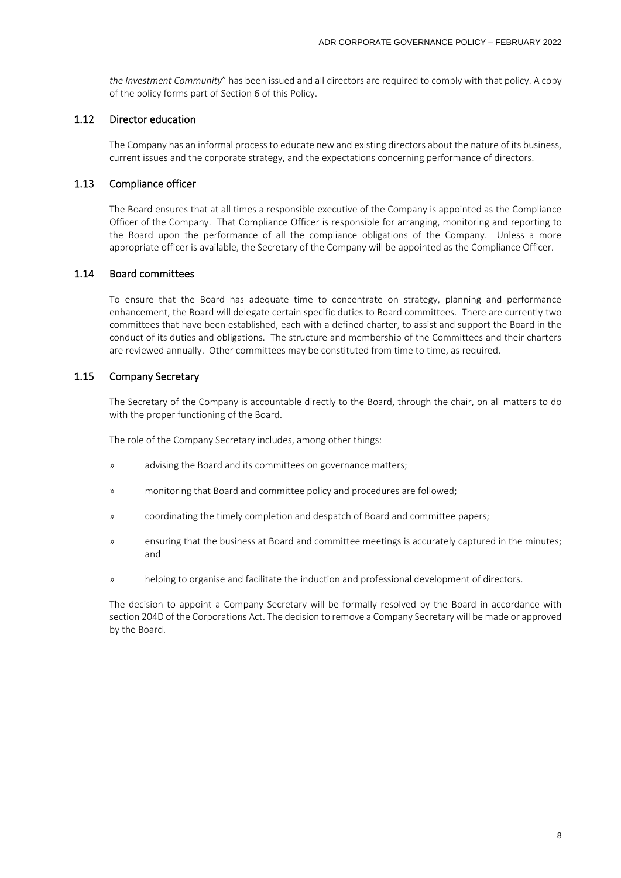*the Investment Community*" has been issued and all directors are required to comply with that policy. A copy of the policy forms part of Section 6 of this Policy.

## 1.12 Director education

The Company has an informal process to educate new and existing directors about the nature of its business, current issues and the corporate strategy, and the expectations concerning performance of directors.

## 1.13 Compliance officer

The Board ensures that at all times a responsible executive of the Company is appointed as the Compliance Officer of the Company. That Compliance Officer is responsible for arranging, monitoring and reporting to the Board upon the performance of all the compliance obligations of the Company. Unless a more appropriate officer is available, the Secretary of the Company will be appointed as the Compliance Officer.

## 1.14 Board committees

To ensure that the Board has adequate time to concentrate on strategy, planning and performance enhancement, the Board will delegate certain specific duties to Board committees. There are currently two committees that have been established, each with a defined charter, to assist and support the Board in the conduct of its duties and obligations. The structure and membership of the Committees and their charters are reviewed annually. Other committees may be constituted from time to time, as required.

## 1.15 Company Secretary

The Secretary of the Company is accountable directly to the Board, through the chair, on all matters to do with the proper functioning of the Board.

The role of the Company Secretary includes, among other things:

» advising the Board and its committees on governance matters;

» monitoring that Board and committee policy and procedures are followed;

» coordinating the timely completion and despatch of Board and committee papers;

» ensuring that the business at Board and committee meetings is accurately captured in the minutes; and

» helping to organise and facilitate the induction and professional development of directors.

The decision to appoint a Company Secretary will be formally resolved by the Board in accordance with section 204D of the Corporations Act. The decision to remove a Company Secretary will be made or approved by the Board.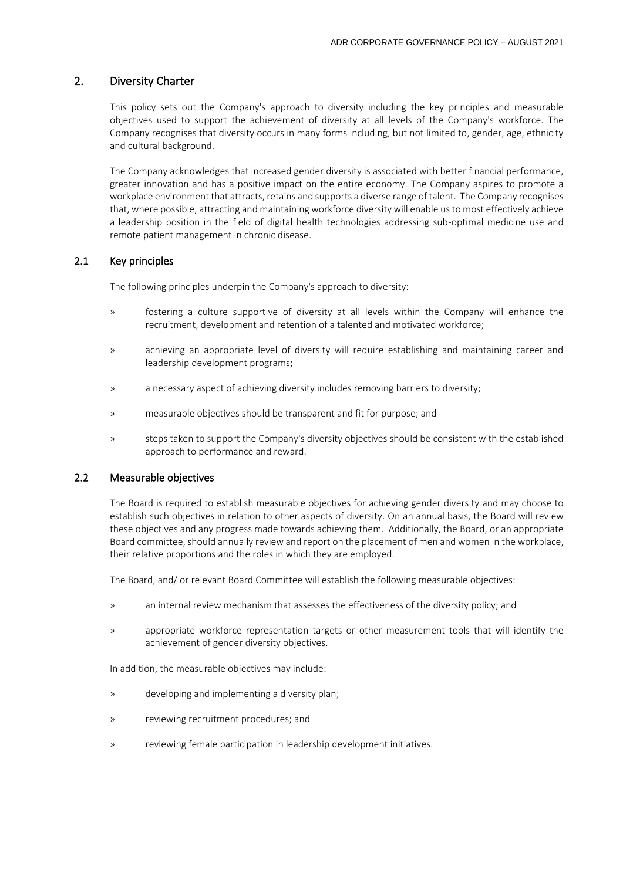## 2. Diversity Charter

This policy sets out the Company's approach to diversity including the key principles and measurable objectives used to support the achievement of diversity at all levels of the Company's workforce. The Company recognises that diversity occurs in many forms including, but not limited to, gender, age, ethnicity and cultural background.

The Company acknowledges that increased gender diversity is associated with better financial performance, greater innovation and has a positive impact on the entire economy. The Company aspires to promote a workplace environment that attracts, retains and supports a diverse range of talent. The Company recognises that, where possible, attracting and maintaining workforce diversity will enable us to most effectively achieve a leadership position in the field of digital health technologies addressing sub-optimal medicine use and remote patient management in chronic disease.

### 2.1 Key principles

The following principles underpin the Company's approach to diversity:

- fostering a culture supportive of diversity at all levels within the Company will enhance the recruitment, development and retention of a talented and motivated workforce;
- achieving an appropriate level of diversity will require establishing and maintaining career and leadership development programs;
- a necessary aspect of achieving diversity includes removing barriers to diversity;
- measurable objectives should be transparent and fit for purpose; and
- steps taken to support the Company's diversity objectives should be consistent with the established approach to performance and reward.

### 2.2 Measurable objectives

The Board is required to establish measurable objectives for achieving gender diversity and may choose to establish such objectives in relation to other aspects of diversity. On an annual basis, the Board will review these objectives and any progress made towards achieving them. Additionally, the Board, or an appropriate Board committee, should annually review and report on the placement of men and women in the workplace, their relative proportions and the roles in which they are employed.

The Board, and/ or relevant Board Committee will establish the following measurable objectives:

- an internal review mechanism that assesses the effectiveness of the diversity policy; and
- appropriate workforce representation targets or other measurement tools that will identify the achievement of gender diversity objectives.

In addition, the measurable objectives may include:

- developing and implementing a diversity plan;
- reviewing recruitment procedures; and
- reviewing female participation in leadership development initiatives.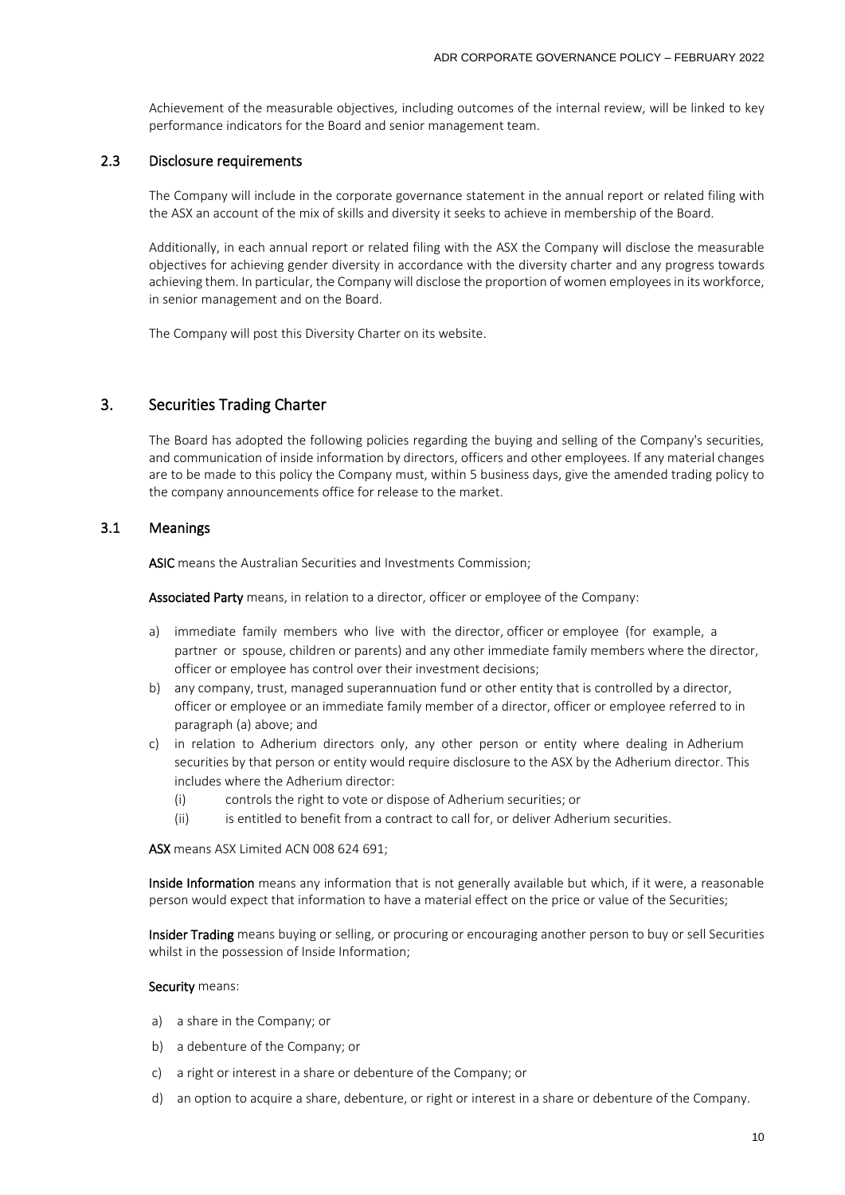Achievement of the measurable objectives, including outcomes of the internal review, will be linked to key performance indicators for the Board and senior management team.

### 2.3 Disclosure requirements

The Company will include in the corporate governance statement in the annual report or related filing with the ASX an account of the mix of skills and diversity it seeks to achieve in membership of the Board.

Additionally, in each annual report or related filing with the ASX the Company will disclose the measurable objectives for achieving gender diversity in accordance with the diversity charter and any progress towards achieving them. In particular, the Company will disclose the proportion of women employees in its workforce, in senior management and on the Board.

The Company will post this Diversity Charter on its website.

## 3. Securities Trading Charter

The Board has adopted the following policies regarding the buying and selling of the Company's securities, and communication of inside information by directors, officers and other employees. If any material changes are to be made to this policy the Company must, within 5 business days, give the amended trading policy to the company announcements office for release to the market.

### 3.1 Meanings

**ASIC** means the Australian Securities and Investments Commission;

**Associated Party** means, in relation to a director, officer or employee of the Company:

a) immediate family members who live with the director, officer or employee (for example, a partner or spouse, children or parents) and any other immediate family members where the director, officer or employee has control over their investment decisions;
b) any company, trust, managed superannuation fund or other entity that is controlled by a director, officer or employee or an immediate family member of a director, officer or employee referred to in paragraph (a) above; and
c) in relation to Adherium directors only, any other person or entity where dealing in Adherium securities by that person or entity would require disclosure to the ASX by the Adherium director. This includes where the Adherium director:
   (i) controls the right to vote or dispose of Adherium securities; or
   (ii) is entitled to benefit from a contract to call for, or deliver Adherium securities.

**ASX** means ASX Limited ACN 008 624 691;

**Inside Information** means any information that is not generally available but which, if it were, a reasonable person would expect that information to have a material effect on the price or value of the Securities;

**Insider Trading** means buying or selling, or procuring or encouraging another person to buy or sell Securities whilst in the possession of Inside Information;

**Security** means:

a) a share in the Company; or
b) a debenture of the Company; or
c) a right or interest in a share or debenture of the Company; or
d) an option to acquire a share, debenture, or right or interest in a share or debenture of the Company.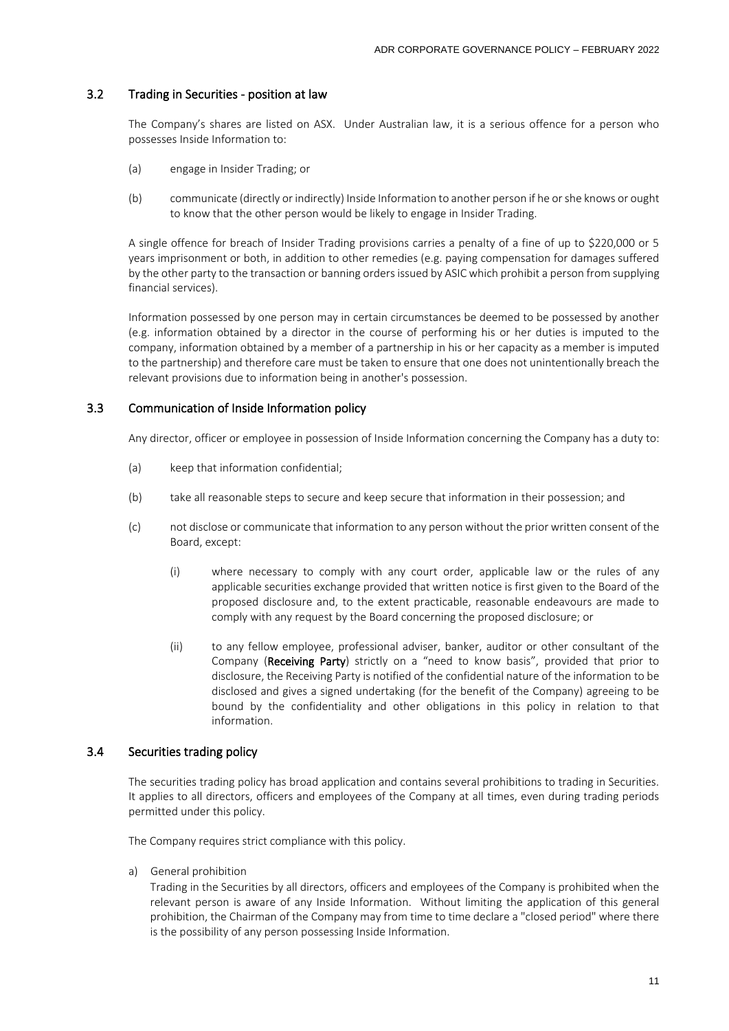## 3.2 Trading in Securities - position at law

The Company's shares are listed on ASX. Under Australian law, it is a serious offence for a person who possesses Inside Information to:

(a) engage in Insider Trading; or

(b) communicate (directly or indirectly) Inside Information to another person if he or she knows or ought to know that the other person would be likely to engage in Insider Trading.

A single offence for breach of Insider Trading provisions carries a penalty of a fine of up to $220,000 or 5 years imprisonment or both, in addition to other remedies (e.g. paying compensation for damages suffered by the other party to the transaction or banning orders issued by ASIC which prohibit a person from supplying financial services).

Information possessed by one person may in certain circumstances be deemed to be possessed by another (e.g. information obtained by a director in the course of performing his or her duties is imputed to the company, information obtained by a member of a partnership in his or her capacity as a member is imputed to the partnership) and therefore care must be taken to ensure that one does not unintentionally breach the relevant provisions due to information being in another's possession.

## 3.3 Communication of Inside Information policy

Any director, officer or employee in possession of Inside Information concerning the Company has a duty to:

(a) keep that information confidential;

(b) take all reasonable steps to secure and keep secure that information in their possession; and

(c) not disclose or communicate that information to any person without the prior written consent of the Board, except:

   (i) where necessary to comply with any court order, applicable law or the rules of any applicable securities exchange provided that written notice is first given to the Board of the proposed disclosure and, to the extent practicable, reasonable endeavours are made to comply with any request by the Board concerning the proposed disclosure; or

   (ii) to any fellow employee, professional adviser, banker, auditor or other consultant of the Company (**Receiving Party**) strictly on a "need to know basis", provided that prior to disclosure, the Receiving Party is notified of the confidential nature of the information to be disclosed and gives a signed undertaking (for the benefit of the Company) agreeing to be bound by the confidentiality and other obligations in this policy in relation to that information.

## 3.4 Securities trading policy

The securities trading policy has broad application and contains several prohibitions to trading in Securities. It applies to all directors, officers and employees of the Company at all times, even during trading periods permitted under this policy.

The Company requires strict compliance with this policy.

a) General prohibition

   Trading in the Securities by all directors, officers and employees of the Company is prohibited when the relevant person is aware of any Inside Information. Without limiting the application of this general prohibition, the Chairman of the Company may from time to time declare a "closed period" where there is the possibility of any person possessing Inside Information.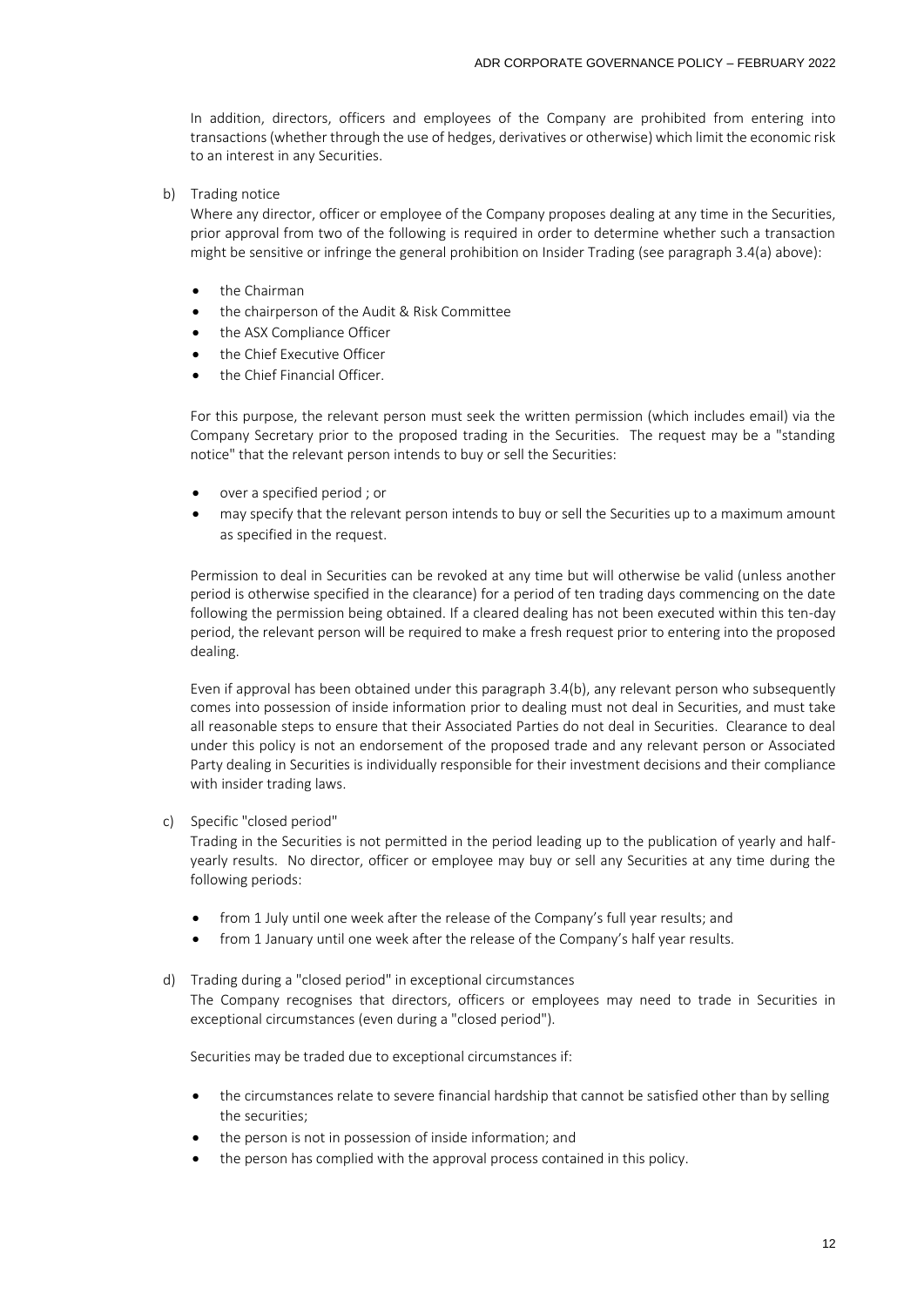In addition, directors, officers and employees of the Company are prohibited from entering into transactions (whether through the use of hedges, derivatives or otherwise) which limit the economic risk to an interest in any Securities.

b) Trading notice

Where any director, officer or employee of the Company proposes dealing at any time in the Securities, prior approval from two of the following is required in order to determine whether such a transaction might be sensitive or infringe the general prohibition on Insider Trading (see paragraph 3.4(a) above):

- the Chairman
- the chairperson of the Audit & Risk Committee
- the ASX Compliance Officer
- the Chief Executive Officer
- the Chief Financial Officer.

For this purpose, the relevant person must seek the written permission (which includes email) via the Company Secretary prior to the proposed trading in the Securities. The request may be a "standing notice" that the relevant person intends to buy or sell the Securities:

- over a specified period ; or
- may specify that the relevant person intends to buy or sell the Securities up to a maximum amount as specified in the request.

Permission to deal in Securities can be revoked at any time but will otherwise be valid (unless another period is otherwise specified in the clearance) for a period of ten trading days commencing on the date following the permission being obtained. If a cleared dealing has not been executed within this ten-day period, the relevant person will be required to make a fresh request prior to entering into the proposed dealing.

Even if approval has been obtained under this paragraph 3.4(b), any relevant person who subsequently comes into possession of inside information prior to dealing must not deal in Securities, and must take all reasonable steps to ensure that their Associated Parties do not deal in Securities. Clearance to deal under this policy is not an endorsement of the proposed trade and any relevant person or Associated Party dealing in Securities is individually responsible for their investment decisions and their compliance with insider trading laws.

c) Specific "closed period"

Trading in the Securities is not permitted in the period leading up to the publication of yearly and half-yearly results. No director, officer or employee may buy or sell any Securities at any time during the following periods:

- from 1 July until one week after the release of the Company's full year results; and
- from 1 January until one week after the release of the Company's half year results.

d) Trading during a "closed period" in exceptional circumstances

The Company recognises that directors, officers or employees may need to trade in Securities in exceptional circumstances (even during a "closed period").

Securities may be traded due to exceptional circumstances if:

- the circumstances relate to severe financial hardship that cannot be satisfied other than by selling the securities;
- the person is not in possession of inside information; and
- the person has complied with the approval process contained in this policy.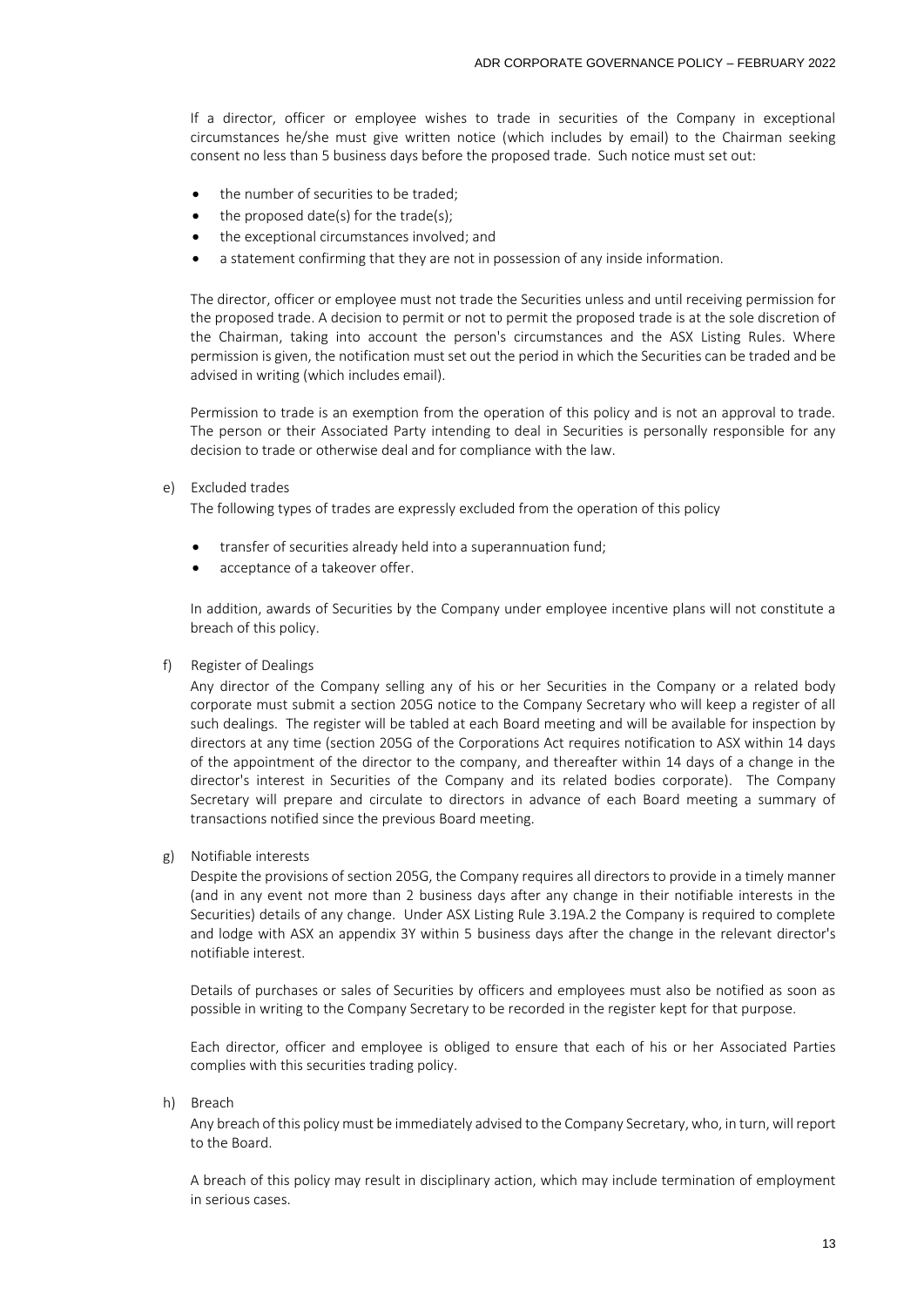If a director, officer or employee wishes to trade in securities of the Company in exceptional circumstances he/she must give written notice (which includes by email) to the Chairman seeking consent no less than 5 business days before the proposed trade. Such notice must set out:

- the number of securities to be traded;
- the proposed date(s) for the trade(s);
- the exceptional circumstances involved; and
- a statement confirming that they are not in possession of any inside information.

The director, officer or employee must not trade the Securities unless and until receiving permission for the proposed trade. A decision to permit or not to permit the proposed trade is at the sole discretion of the Chairman, taking into account the person's circumstances and the ASX Listing Rules. Where permission is given, the notification must set out the period in which the Securities can be traded and be advised in writing (which includes email).

Permission to trade is an exemption from the operation of this policy and is not an approval to trade. The person or their Associated Party intending to deal in Securities is personally responsible for any decision to trade or otherwise deal and for compliance with the law.

e) Excluded trades

The following types of trades are expressly excluded from the operation of this policy

- transfer of securities already held into a superannuation fund;
- acceptance of a takeover offer.

In addition, awards of Securities by the Company under employee incentive plans will not constitute a breach of this policy.

f) Register of Dealings

Any director of the Company selling any of his or her Securities in the Company or a related body corporate must submit a section 205G notice to the Company Secretary who will keep a register of all such dealings. The register will be tabled at each Board meeting and will be available for inspection by directors at any time (section 205G of the Corporations Act requires notification to ASX within 14 days of the appointment of the director to the company, and thereafter within 14 days of a change in the director's interest in Securities of the Company and its related bodies corporate). The Company Secretary will prepare and circulate to directors in advance of each Board meeting a summary of transactions notified since the previous Board meeting.

g) Notifiable interests

Despite the provisions of section 205G, the Company requires all directors to provide in a timely manner (and in any event not more than 2 business days after any change in their notifiable interests in the Securities) details of any change. Under ASX Listing Rule 3.19A.2 the Company is required to complete and lodge with ASX an appendix 3Y within 5 business days after the change in the relevant director's notifiable interest.

Details of purchases or sales of Securities by officers and employees must also be notified as soon as possible in writing to the Company Secretary to be recorded in the register kept for that purpose.

Each director, officer and employee is obliged to ensure that each of his or her Associated Parties complies with this securities trading policy.

h) Breach

Any breach of this policy must be immediately advised to the Company Secretary, who, in turn, will report to the Board.

A breach of this policy may result in disciplinary action, which may include termination of employment in serious cases.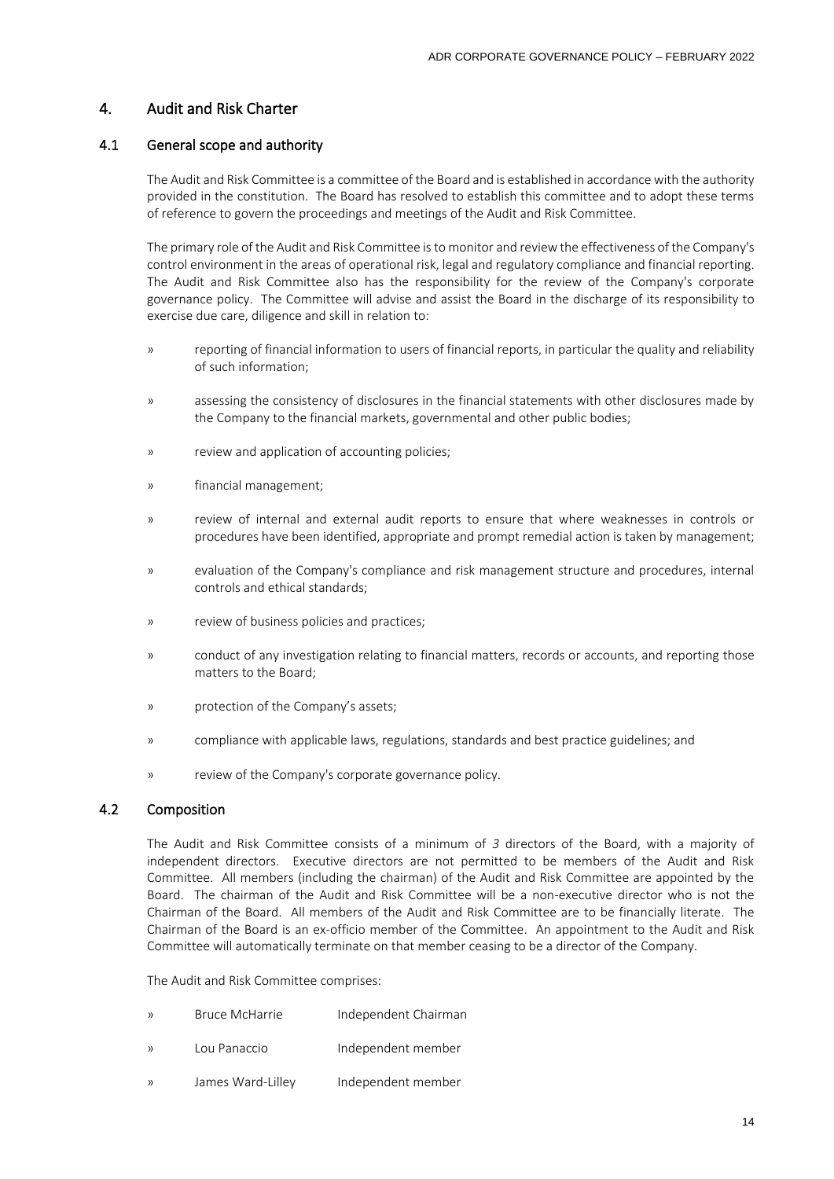## 4. Audit and Risk Charter

### 4.1 General scope and authority

The Audit and Risk Committee is a committee of the Board and is established in accordance with the authority provided in the constitution. The Board has resolved to establish this committee and to adopt these terms of reference to govern the proceedings and meetings of the Audit and Risk Committee.

The primary role of the Audit and Risk Committee is to monitor and review the effectiveness of the Company's control environment in the areas of operational risk, legal and regulatory compliance and financial reporting. The Audit and Risk Committee also has the responsibility for the review of the Company's corporate governance policy. The Committee will advise and assist the Board in the discharge of its responsibility to exercise due care, diligence and skill in relation to:

- reporting of financial information to users of financial reports, in particular the quality and reliability of such information;
- assessing the consistency of disclosures in the financial statements with other disclosures made by the Company to the financial markets, governmental and other public bodies;
- review and application of accounting policies;
- financial management;
- review of internal and external audit reports to ensure that where weaknesses in controls or procedures have been identified, appropriate and prompt remedial action is taken by management;
- evaluation of the Company's compliance and risk management structure and procedures, internal controls and ethical standards;
- review of business policies and practices;
- conduct of any investigation relating to financial matters, records or accounts, and reporting those matters to the Board;
- protection of the Company's assets;
- compliance with applicable laws, regulations, standards and best practice guidelines; and
- review of the Company's corporate governance policy.

### 4.2 Composition

The Audit and Risk Committee consists of a minimum of *3* directors of the Board, with a majority of independent directors. Executive directors are not permitted to be members of the Audit and Risk Committee. All members (including the chairman) of the Audit and Risk Committee are appointed by the Board. The chairman of the Audit and Risk Committee will be a non-executive director who is not the Chairman of the Board. All members of the Audit and Risk Committee are to be financially literate. The Chairman of the Board is an ex-officio member of the Committee. An appointment to the Audit and Risk Committee will automatically terminate on that member ceasing to be a director of the Company.

The Audit and Risk Committee comprises:

- Bruce McHarrie — Independent Chairman
- Lou Panaccio — Independent member
- James Ward-Lilley — Independent member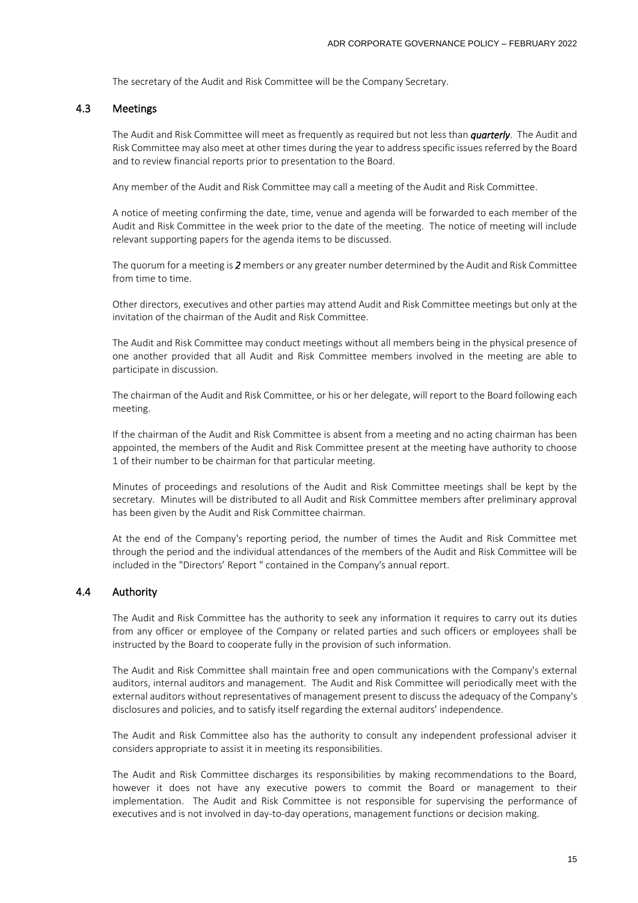The secretary of the Audit and Risk Committee will be the Company Secretary.

### 4.3 Meetings

The Audit and Risk Committee will meet as frequently as required but not less than ***quarterly***. The Audit and Risk Committee may also meet at other times during the year to address specific issues referred by the Board and to review financial reports prior to presentation to the Board.

Any member of the Audit and Risk Committee may call a meeting of the Audit and Risk Committee.

A notice of meeting confirming the date, time, venue and agenda will be forwarded to each member of the Audit and Risk Committee in the week prior to the date of the meeting. The notice of meeting will include relevant supporting papers for the agenda items to be discussed.

The quorum for a meeting is ***2*** members or any greater number determined by the Audit and Risk Committee from time to time.

Other directors, executives and other parties may attend Audit and Risk Committee meetings but only at the invitation of the chairman of the Audit and Risk Committee.

The Audit and Risk Committee may conduct meetings without all members being in the physical presence of one another provided that all Audit and Risk Committee members involved in the meeting are able to participate in discussion.

The chairman of the Audit and Risk Committee, or his or her delegate, will report to the Board following each meeting.

If the chairman of the Audit and Risk Committee is absent from a meeting and no acting chairman has been appointed, the members of the Audit and Risk Committee present at the meeting have authority to choose 1 of their number to be chairman for that particular meeting.

Minutes of proceedings and resolutions of the Audit and Risk Committee meetings shall be kept by the secretary. Minutes will be distributed to all Audit and Risk Committee members after preliminary approval has been given by the Audit and Risk Committee chairman.

At the end of the Company's reporting period, the number of times the Audit and Risk Committee met through the period and the individual attendances of the members of the Audit and Risk Committee will be included in the "Directors' Report " contained in the Company's annual report.

### 4.4 Authority

The Audit and Risk Committee has the authority to seek any information it requires to carry out its duties from any officer or employee of the Company or related parties and such officers or employees shall be instructed by the Board to cooperate fully in the provision of such information.

The Audit and Risk Committee shall maintain free and open communications with the Company's external auditors, internal auditors and management. The Audit and Risk Committee will periodically meet with the external auditors without representatives of management present to discuss the adequacy of the Company's disclosures and policies, and to satisfy itself regarding the external auditors' independence.

The Audit and Risk Committee also has the authority to consult any independent professional adviser it considers appropriate to assist it in meeting its responsibilities.

The Audit and Risk Committee discharges its responsibilities by making recommendations to the Board, however it does not have any executive powers to commit the Board or management to their implementation. The Audit and Risk Committee is not responsible for supervising the performance of executives and is not involved in day-to-day operations, management functions or decision making.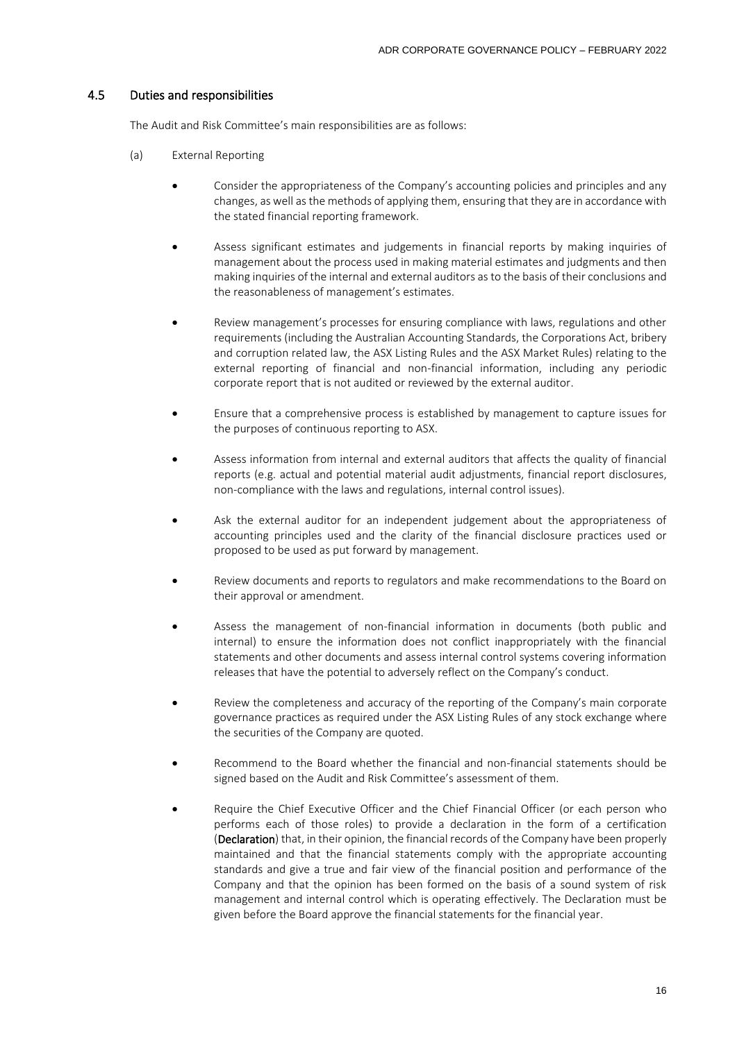## 4.5 Duties and responsibilities

The Audit and Risk Committee's main responsibilities are as follows:

(a) External Reporting

- Consider the appropriateness of the Company's accounting policies and principles and any changes, as well as the methods of applying them, ensuring that they are in accordance with the stated financial reporting framework.

- Assess significant estimates and judgements in financial reports by making inquiries of management about the process used in making material estimates and judgments and then making inquiries of the internal and external auditors as to the basis of their conclusions and the reasonableness of management's estimates.

- Review management's processes for ensuring compliance with laws, regulations and other requirements (including the Australian Accounting Standards, the Corporations Act, bribery and corruption related law, the ASX Listing Rules and the ASX Market Rules) relating to the external reporting of financial and non-financial information, including any periodic corporate report that is not audited or reviewed by the external auditor.

- Ensure that a comprehensive process is established by management to capture issues for the purposes of continuous reporting to ASX.

- Assess information from internal and external auditors that affects the quality of financial reports (e.g. actual and potential material audit adjustments, financial report disclosures, non-compliance with the laws and regulations, internal control issues).

- Ask the external auditor for an independent judgement about the appropriateness of accounting principles used and the clarity of the financial disclosure practices used or proposed to be used as put forward by management.

- Review documents and reports to regulators and make recommendations to the Board on their approval or amendment.

- Assess the management of non-financial information in documents (both public and internal) to ensure the information does not conflict inappropriately with the financial statements and other documents and assess internal control systems covering information releases that have the potential to adversely reflect on the Company's conduct.

- Review the completeness and accuracy of the reporting of the Company's main corporate governance practices as required under the ASX Listing Rules of any stock exchange where the securities of the Company are quoted.

- Recommend to the Board whether the financial and non-financial statements should be signed based on the Audit and Risk Committee's assessment of them.

- Require the Chief Executive Officer and the Chief Financial Officer (or each person who performs each of those roles) to provide a declaration in the form of a certification (**Declaration**) that, in their opinion, the financial records of the Company have been properly maintained and that the financial statements comply with the appropriate accounting standards and give a true and fair view of the financial position and performance of the Company and that the opinion has been formed on the basis of a sound system of risk management and internal control which is operating effectively. The Declaration must be given before the Board approve the financial statements for the financial year.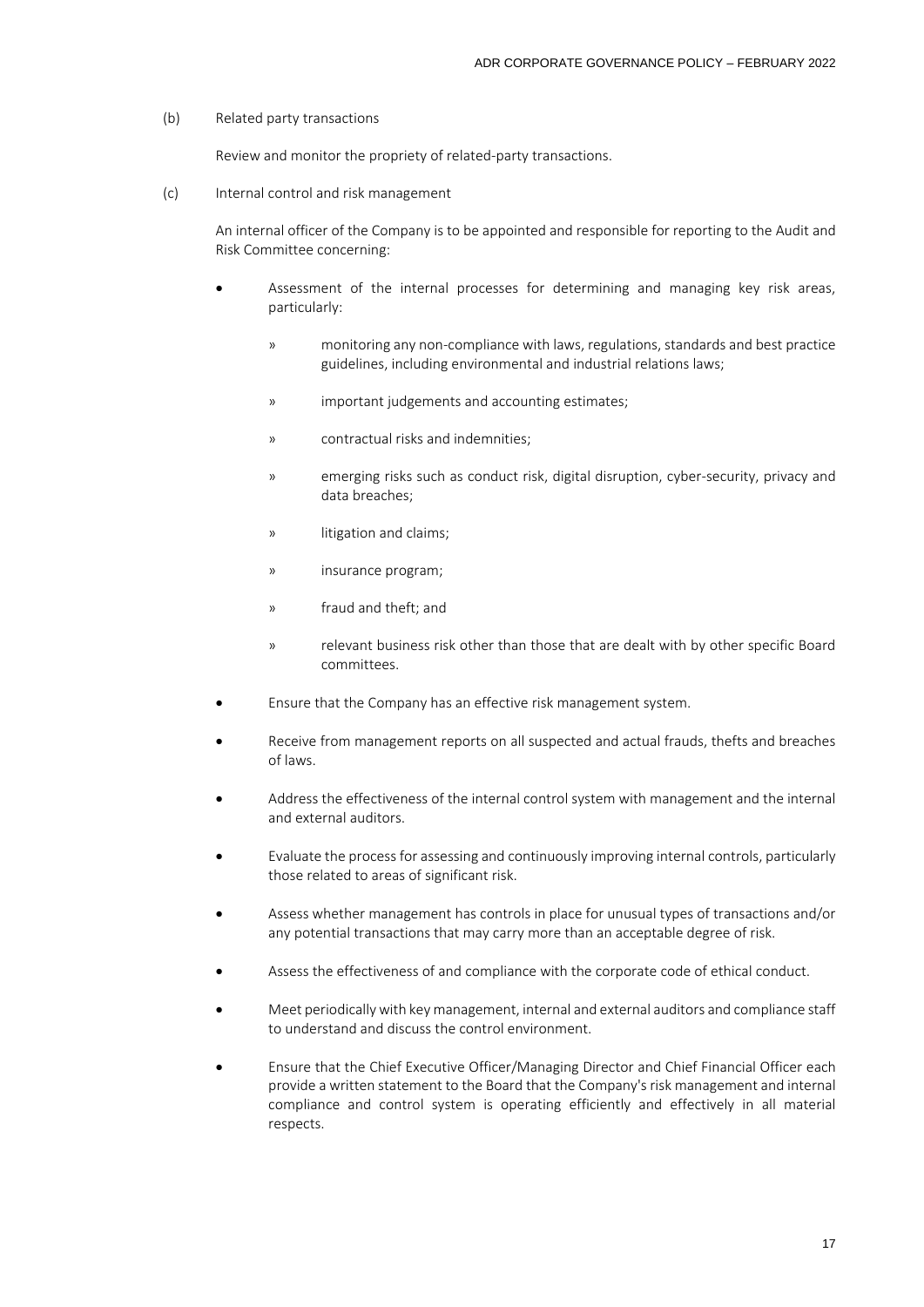(b) Related party transactions

Review and monitor the propriety of related-party transactions.

(c) Internal control and risk management

An internal officer of the Company is to be appointed and responsible for reporting to the Audit and Risk Committee concerning:

- Assessment of the internal processes for determining and managing key risk areas, particularly:
  - monitoring any non-compliance with laws, regulations, standards and best practice guidelines, including environmental and industrial relations laws;
  - important judgements and accounting estimates;
  - contractual risks and indemnities;
  - emerging risks such as conduct risk, digital disruption, cyber-security, privacy and data breaches;
  - litigation and claims;
  - insurance program;
  - fraud and theft; and
  - relevant business risk other than those that are dealt with by other specific Board committees.
- Ensure that the Company has an effective risk management system.
- Receive from management reports on all suspected and actual frauds, thefts and breaches of laws.
- Address the effectiveness of the internal control system with management and the internal and external auditors.
- Evaluate the process for assessing and continuously improving internal controls, particularly those related to areas of significant risk.
- Assess whether management has controls in place for unusual types of transactions and/or any potential transactions that may carry more than an acceptable degree of risk.
- Assess the effectiveness of and compliance with the corporate code of ethical conduct.
- Meet periodically with key management, internal and external auditors and compliance staff to understand and discuss the control environment.
- Ensure that the Chief Executive Officer/Managing Director and Chief Financial Officer each provide a written statement to the Board that the Company's risk management and internal compliance and control system is operating efficiently and effectively in all material respects.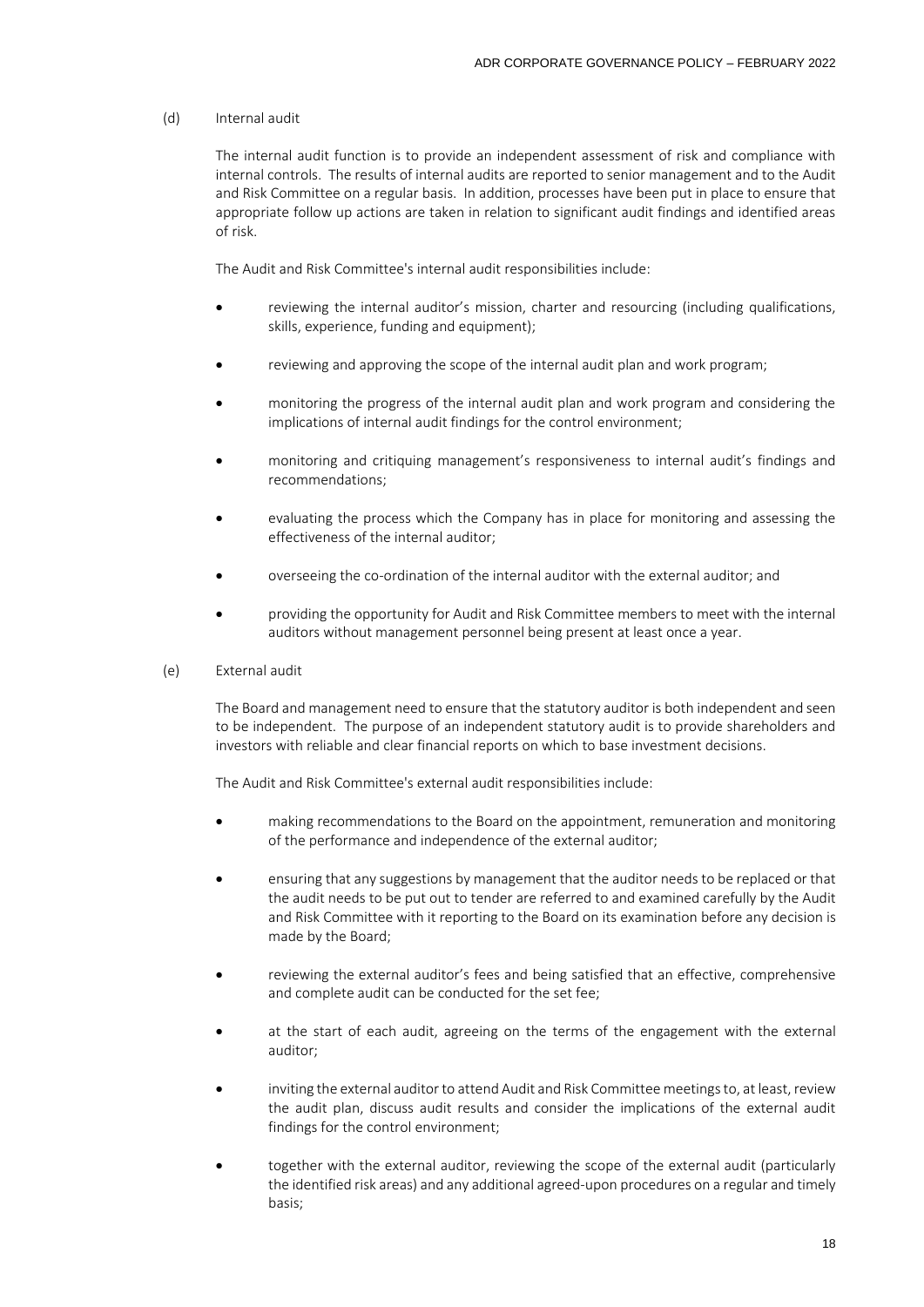(d) Internal audit

The internal audit function is to provide an independent assessment of risk and compliance with internal controls. The results of internal audits are reported to senior management and to the Audit and Risk Committee on a regular basis. In addition, processes have been put in place to ensure that appropriate follow up actions are taken in relation to significant audit findings and identified areas of risk.

The Audit and Risk Committee's internal audit responsibilities include:

- reviewing the internal auditor's mission, charter and resourcing (including qualifications, skills, experience, funding and equipment);
- reviewing and approving the scope of the internal audit plan and work program;
- monitoring the progress of the internal audit plan and work program and considering the implications of internal audit findings for the control environment;
- monitoring and critiquing management's responsiveness to internal audit's findings and recommendations;
- evaluating the process which the Company has in place for monitoring and assessing the effectiveness of the internal auditor;
- overseeing the co-ordination of the internal auditor with the external auditor; and
- providing the opportunity for Audit and Risk Committee members to meet with the internal auditors without management personnel being present at least once a year.

(e) External audit

The Board and management need to ensure that the statutory auditor is both independent and seen to be independent. The purpose of an independent statutory audit is to provide shareholders and investors with reliable and clear financial reports on which to base investment decisions.

The Audit and Risk Committee's external audit responsibilities include:

- making recommendations to the Board on the appointment, remuneration and monitoring of the performance and independence of the external auditor;
- ensuring that any suggestions by management that the auditor needs to be replaced or that the audit needs to be put out to tender are referred to and examined carefully by the Audit and Risk Committee with it reporting to the Board on its examination before any decision is made by the Board;
- reviewing the external auditor's fees and being satisfied that an effective, comprehensive and complete audit can be conducted for the set fee;
- at the start of each audit, agreeing on the terms of the engagement with the external auditor;
- inviting the external auditor to attend Audit and Risk Committee meetings to, at least, review the audit plan, discuss audit results and consider the implications of the external audit findings for the control environment;
- together with the external auditor, reviewing the scope of the external audit (particularly the identified risk areas) and any additional agreed-upon procedures on a regular and timely basis;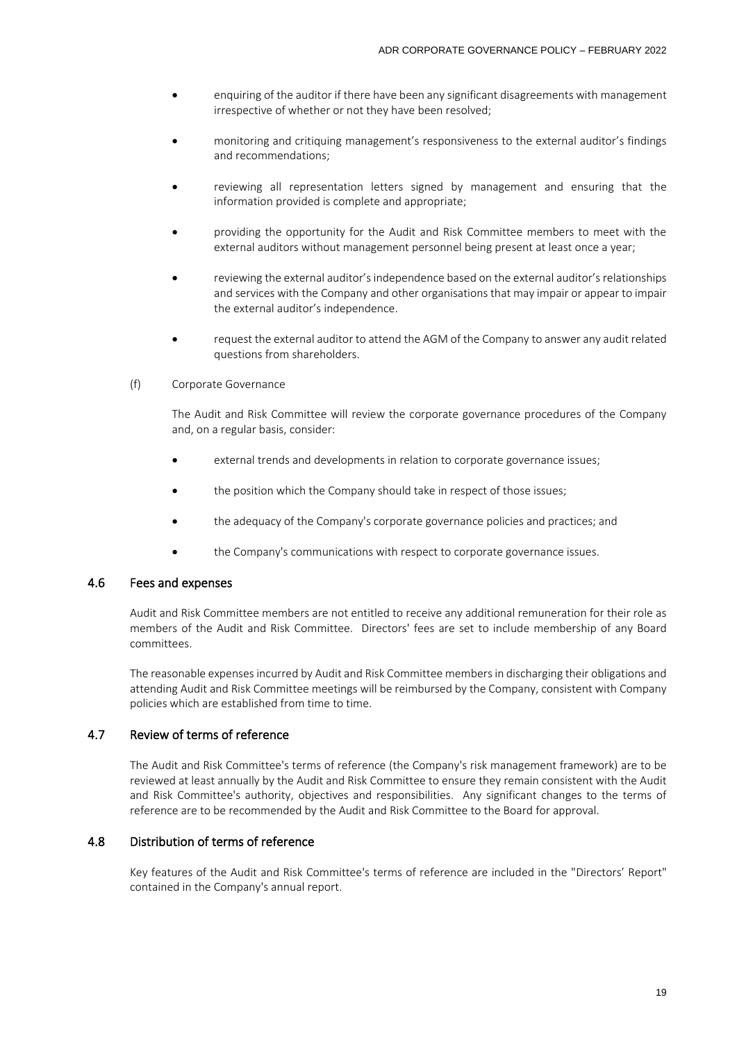- enquiring of the auditor if there have been any significant disagreements with management irrespective of whether or not they have been resolved;

- monitoring and critiquing management's responsiveness to the external auditor's findings and recommendations;

- reviewing all representation letters signed by management and ensuring that the information provided is complete and appropriate;

- providing the opportunity for the Audit and Risk Committee members to meet with the external auditors without management personnel being present at least once a year;

- reviewing the external auditor's independence based on the external auditor's relationships and services with the Company and other organisations that may impair or appear to impair the external auditor's independence.

- request the external auditor to attend the AGM of the Company to answer any audit related questions from shareholders.

(f) Corporate Governance

The Audit and Risk Committee will review the corporate governance procedures of the Company and, on a regular basis, consider:

- external trends and developments in relation to corporate governance issues;

- the position which the Company should take in respect of those issues;

- the adequacy of the Company's corporate governance policies and practices; and

- the Company's communications with respect to corporate governance issues.

## 4.6 Fees and expenses

Audit and Risk Committee members are not entitled to receive any additional remuneration for their role as members of the Audit and Risk Committee. Directors' fees are set to include membership of any Board committees.

The reasonable expenses incurred by Audit and Risk Committee members in discharging their obligations and attending Audit and Risk Committee meetings will be reimbursed by the Company, consistent with Company policies which are established from time to time.

## 4.7 Review of terms of reference

The Audit and Risk Committee's terms of reference (the Company's risk management framework) are to be reviewed at least annually by the Audit and Risk Committee to ensure they remain consistent with the Audit and Risk Committee's authority, objectives and responsibilities. Any significant changes to the terms of reference are to be recommended by the Audit and Risk Committee to the Board for approval.

## 4.8 Distribution of terms of reference

Key features of the Audit and Risk Committee's terms of reference are included in the "Directors' Report" contained in the Company's annual report.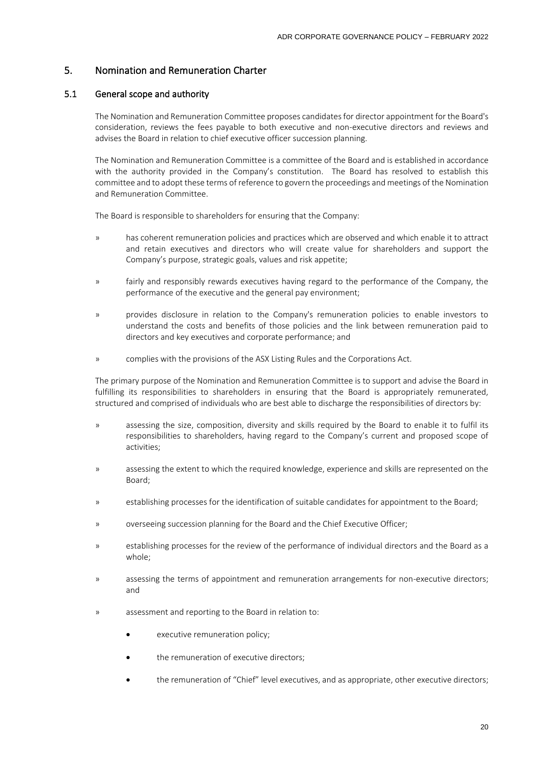## 5. Nomination and Remuneration Charter

### 5.1 General scope and authority

The Nomination and Remuneration Committee proposes candidates for director appointment for the Board's consideration, reviews the fees payable to both executive and non-executive directors and reviews and advises the Board in relation to chief executive officer succession planning.

The Nomination and Remuneration Committee is a committee of the Board and is established in accordance with the authority provided in the Company's constitution. The Board has resolved to establish this committee and to adopt these terms of reference to govern the proceedings and meetings of the Nomination and Remuneration Committee.

The Board is responsible to shareholders for ensuring that the Company:

- has coherent remuneration policies and practices which are observed and which enable it to attract and retain executives and directors who will create value for shareholders and support the Company's purpose, strategic goals, values and risk appetite;
- fairly and responsibly rewards executives having regard to the performance of the Company, the performance of the executive and the general pay environment;
- provides disclosure in relation to the Company's remuneration policies to enable investors to understand the costs and benefits of those policies and the link between remuneration paid to directors and key executives and corporate performance; and
- complies with the provisions of the ASX Listing Rules and the Corporations Act.

The primary purpose of the Nomination and Remuneration Committee is to support and advise the Board in fulfilling its responsibilities to shareholders in ensuring that the Board is appropriately remunerated, structured and comprised of individuals who are best able to discharge the responsibilities of directors by:

- assessing the size, composition, diversity and skills required by the Board to enable it to fulfil its responsibilities to shareholders, having regard to the Company's current and proposed scope of activities;
- assessing the extent to which the required knowledge, experience and skills are represented on the Board;
- establishing processes for the identification of suitable candidates for appointment to the Board;
- overseeing succession planning for the Board and the Chief Executive Officer;
- establishing processes for the review of the performance of individual directors and the Board as a whole;
- assessing the terms of appointment and remuneration arrangements for non-executive directors; and
- assessment and reporting to the Board in relation to:
  - executive remuneration policy;
  - the remuneration of executive directors;
  - the remuneration of "Chief" level executives, and as appropriate, other executive directors;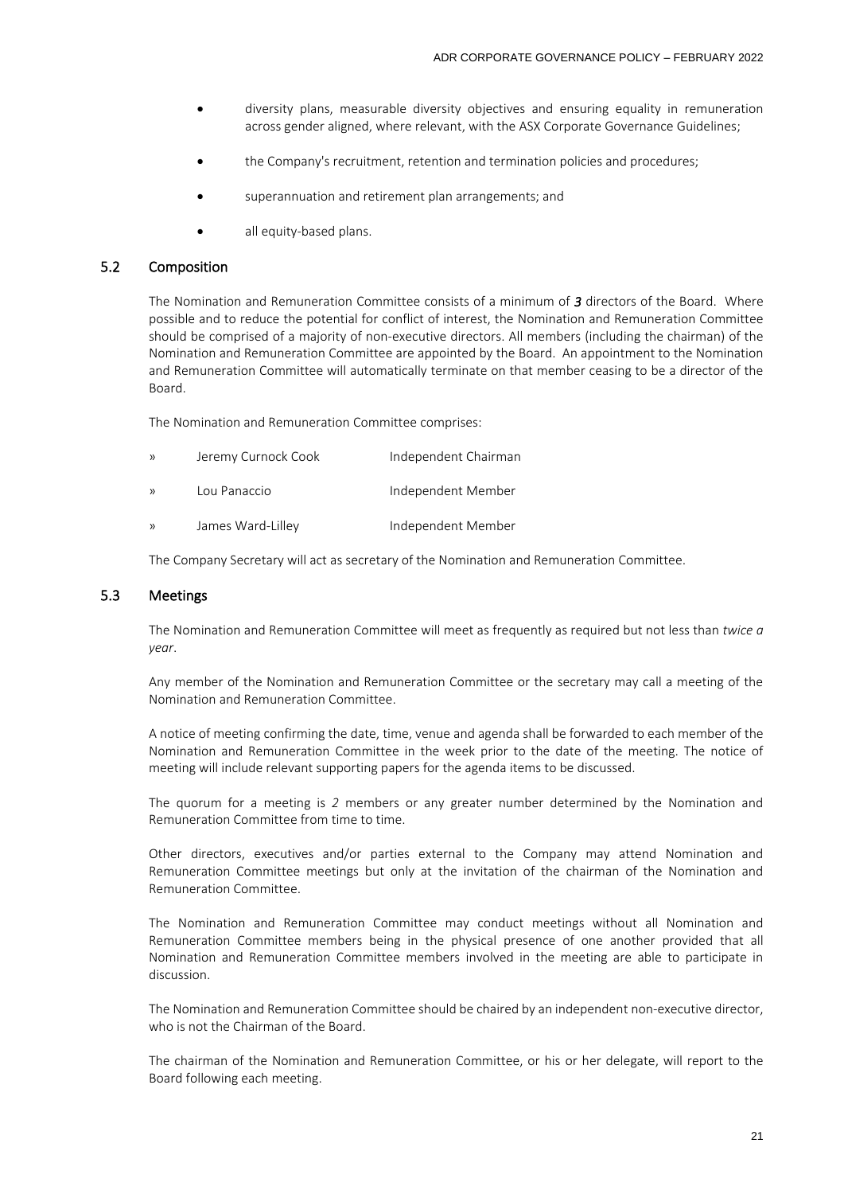- diversity plans, measurable diversity objectives and ensuring equality in remuneration across gender aligned, where relevant, with the ASX Corporate Governance Guidelines;
- the Company's recruitment, retention and termination policies and procedures;
- superannuation and retirement plan arrangements; and
- all equity-based plans.

## 5.2 Composition

The Nomination and Remuneration Committee consists of a minimum of ***3*** directors of the Board. Where possible and to reduce the potential for conflict of interest, the Nomination and Remuneration Committee should be comprised of a majority of non-executive directors. All members (including the chairman) of the Nomination and Remuneration Committee are appointed by the Board. An appointment to the Nomination and Remuneration Committee will automatically terminate on that member ceasing to be a director of the Board.

The Nomination and Remuneration Committee comprises:

| | | |
|---|---|---|
| » | Jeremy Curnock Cook | Independent Chairman |
| » | Lou Panaccio | Independent Member |
| » | James Ward-Lilley | Independent Member |

The Company Secretary will act as secretary of the Nomination and Remuneration Committee.

## 5.3 Meetings

The Nomination and Remuneration Committee will meet as frequently as required but not less than *twice a year*.

Any member of the Nomination and Remuneration Committee or the secretary may call a meeting of the Nomination and Remuneration Committee.

A notice of meeting confirming the date, time, venue and agenda shall be forwarded to each member of the Nomination and Remuneration Committee in the week prior to the date of the meeting. The notice of meeting will include relevant supporting papers for the agenda items to be discussed.

The quorum for a meeting is *2* members or any greater number determined by the Nomination and Remuneration Committee from time to time.

Other directors, executives and/or parties external to the Company may attend Nomination and Remuneration Committee meetings but only at the invitation of the chairman of the Nomination and Remuneration Committee.

The Nomination and Remuneration Committee may conduct meetings without all Nomination and Remuneration Committee members being in the physical presence of one another provided that all Nomination and Remuneration Committee members involved in the meeting are able to participate in discussion.

The Nomination and Remuneration Committee should be chaired by an independent non-executive director, who is not the Chairman of the Board.

The chairman of the Nomination and Remuneration Committee, or his or her delegate, will report to the Board following each meeting.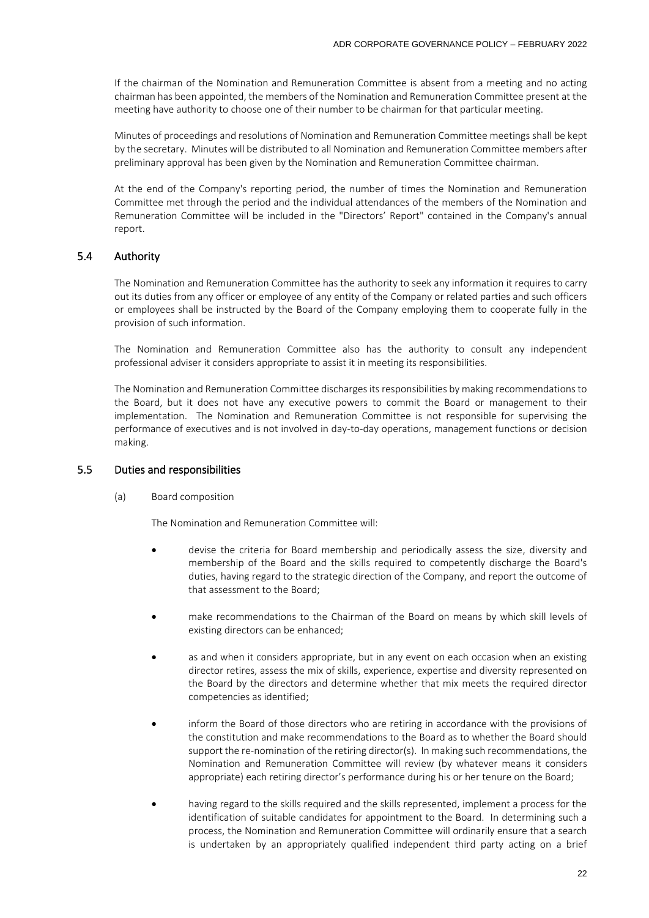If the chairman of the Nomination and Remuneration Committee is absent from a meeting and no acting chairman has been appointed, the members of the Nomination and Remuneration Committee present at the meeting have authority to choose one of their number to be chairman for that particular meeting.

Minutes of proceedings and resolutions of Nomination and Remuneration Committee meetings shall be kept by the secretary. Minutes will be distributed to all Nomination and Remuneration Committee members after preliminary approval has been given by the Nomination and Remuneration Committee chairman.

At the end of the Company's reporting period, the number of times the Nomination and Remuneration Committee met through the period and the individual attendances of the members of the Nomination and Remuneration Committee will be included in the "Directors' Report" contained in the Company's annual report.

## 5.4 Authority

The Nomination and Remuneration Committee has the authority to seek any information it requires to carry out its duties from any officer or employee of any entity of the Company or related parties and such officers or employees shall be instructed by the Board of the Company employing them to cooperate fully in the provision of such information.

The Nomination and Remuneration Committee also has the authority to consult any independent professional adviser it considers appropriate to assist it in meeting its responsibilities.

The Nomination and Remuneration Committee discharges its responsibilities by making recommendations to the Board, but it does not have any executive powers to commit the Board or management to their implementation. The Nomination and Remuneration Committee is not responsible for supervising the performance of executives and is not involved in day-to-day operations, management functions or decision making.

## 5.5 Duties and responsibilities

(a) Board composition

The Nomination and Remuneration Committee will:

- devise the criteria for Board membership and periodically assess the size, diversity and membership of the Board and the skills required to competently discharge the Board's duties, having regard to the strategic direction of the Company, and report the outcome of that assessment to the Board;
- make recommendations to the Chairman of the Board on means by which skill levels of existing directors can be enhanced;
- as and when it considers appropriate, but in any event on each occasion when an existing director retires, assess the mix of skills, experience, expertise and diversity represented on the Board by the directors and determine whether that mix meets the required director competencies as identified;
- inform the Board of those directors who are retiring in accordance with the provisions of the constitution and make recommendations to the Board as to whether the Board should support the re-nomination of the retiring director(s). In making such recommendations, the Nomination and Remuneration Committee will review (by whatever means it considers appropriate) each retiring director's performance during his or her tenure on the Board;
- having regard to the skills required and the skills represented, implement a process for the identification of suitable candidates for appointment to the Board. In determining such a process, the Nomination and Remuneration Committee will ordinarily ensure that a search is undertaken by an appropriately qualified independent third party acting on a brief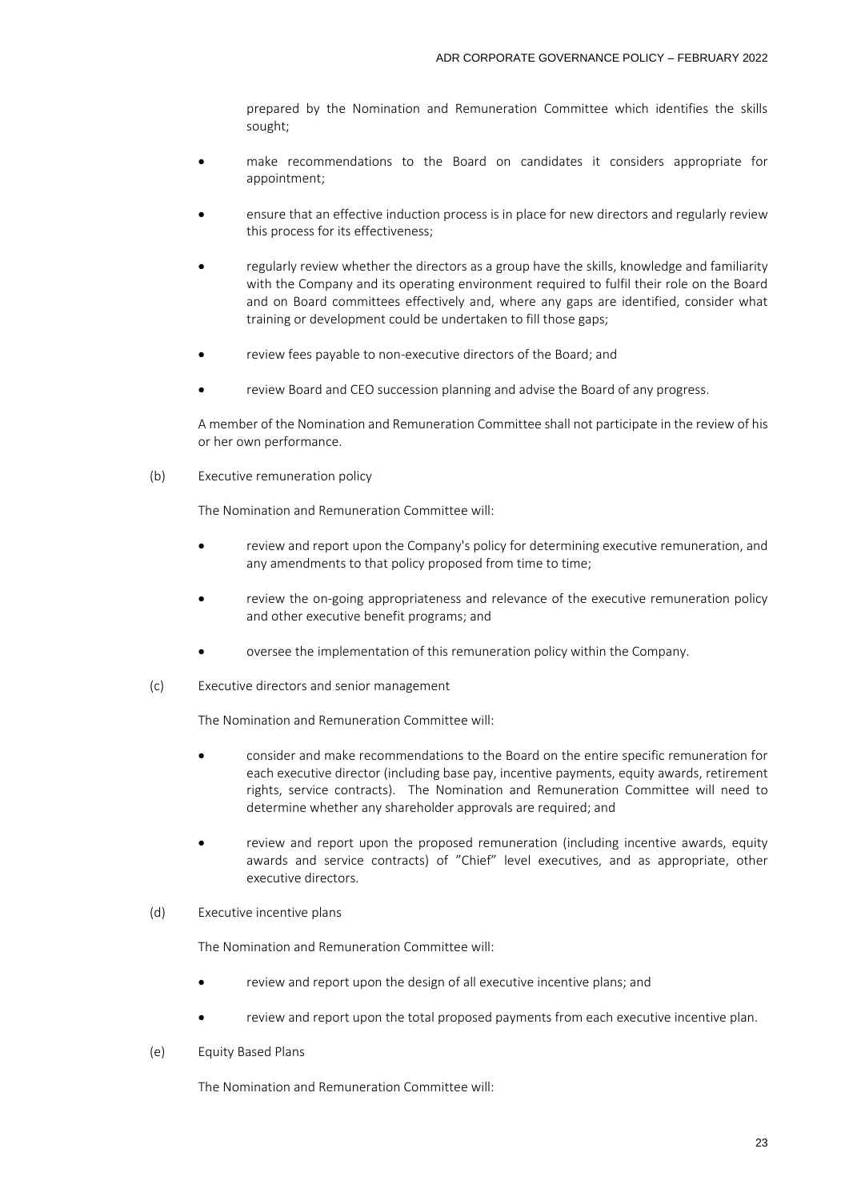prepared by the Nomination and Remuneration Committee which identifies the skills sought;

- make recommendations to the Board on candidates it considers appropriate for appointment;
- ensure that an effective induction process is in place for new directors and regularly review this process for its effectiveness;
- regularly review whether the directors as a group have the skills, knowledge and familiarity with the Company and its operating environment required to fulfil their role on the Board and on Board committees effectively and, where any gaps are identified, consider what training or development could be undertaken to fill those gaps;
- review fees payable to non-executive directors of the Board; and
- review Board and CEO succession planning and advise the Board of any progress.

A member of the Nomination and Remuneration Committee shall not participate in the review of his or her own performance.

(b) Executive remuneration policy

The Nomination and Remuneration Committee will:

- review and report upon the Company's policy for determining executive remuneration, and any amendments to that policy proposed from time to time;
- review the on-going appropriateness and relevance of the executive remuneration policy and other executive benefit programs; and
- oversee the implementation of this remuneration policy within the Company.

(c) Executive directors and senior management

The Nomination and Remuneration Committee will:

- consider and make recommendations to the Board on the entire specific remuneration for each executive director (including base pay, incentive payments, equity awards, retirement rights, service contracts). The Nomination and Remuneration Committee will need to determine whether any shareholder approvals are required; and
- review and report upon the proposed remuneration (including incentive awards, equity awards and service contracts) of "Chief" level executives, and as appropriate, other executive directors.

(d) Executive incentive plans

The Nomination and Remuneration Committee will:

- review and report upon the design of all executive incentive plans; and
- review and report upon the total proposed payments from each executive incentive plan.

(e) Equity Based Plans

The Nomination and Remuneration Committee will: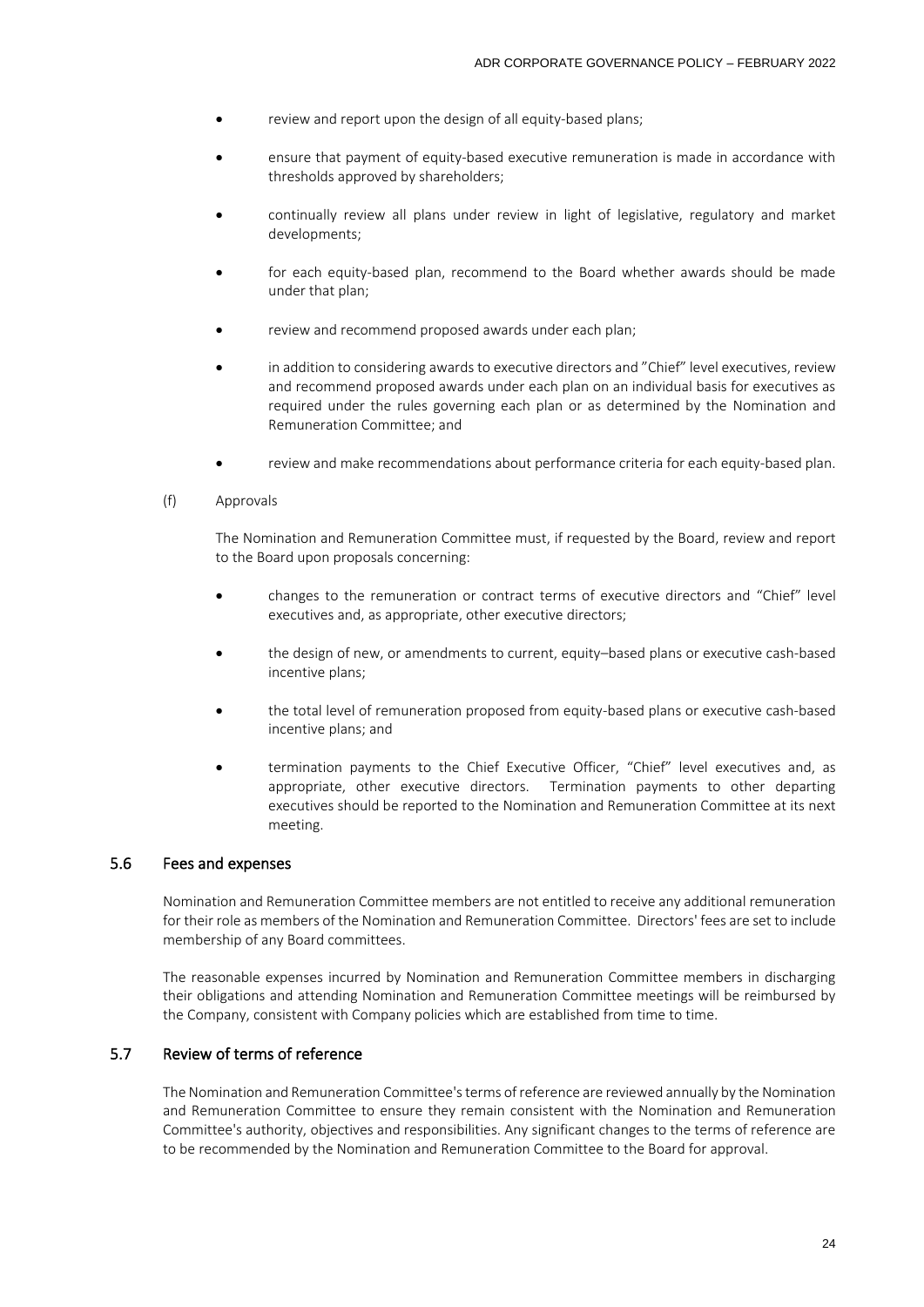- review and report upon the design of all equity-based plans;
- ensure that payment of equity-based executive remuneration is made in accordance with thresholds approved by shareholders;
- continually review all plans under review in light of legislative, regulatory and market developments;
- for each equity-based plan, recommend to the Board whether awards should be made under that plan;
- review and recommend proposed awards under each plan;
- in addition to considering awards to executive directors and "Chief" level executives, review and recommend proposed awards under each plan on an individual basis for executives as required under the rules governing each plan or as determined by the Nomination and Remuneration Committee; and
- review and make recommendations about performance criteria for each equity-based plan.

(f) Approvals

The Nomination and Remuneration Committee must, if requested by the Board, review and report to the Board upon proposals concerning:

- changes to the remuneration or contract terms of executive directors and "Chief" level executives and, as appropriate, other executive directors;
- the design of new, or amendments to current, equity–based plans or executive cash-based incentive plans;
- the total level of remuneration proposed from equity-based plans or executive cash-based incentive plans; and
- termination payments to the Chief Executive Officer, "Chief" level executives and, as appropriate, other executive directors. Termination payments to other departing executives should be reported to the Nomination and Remuneration Committee at its next meeting.

## 5.6 Fees and expenses

Nomination and Remuneration Committee members are not entitled to receive any additional remuneration for their role as members of the Nomination and Remuneration Committee. Directors' fees are set to include membership of any Board committees.

The reasonable expenses incurred by Nomination and Remuneration Committee members in discharging their obligations and attending Nomination and Remuneration Committee meetings will be reimbursed by the Company, consistent with Company policies which are established from time to time.

## 5.7 Review of terms of reference

The Nomination and Remuneration Committee's terms of reference are reviewed annually by the Nomination and Remuneration Committee to ensure they remain consistent with the Nomination and Remuneration Committee's authority, objectives and responsibilities. Any significant changes to the terms of reference are to be recommended by the Nomination and Remuneration Committee to the Board for approval.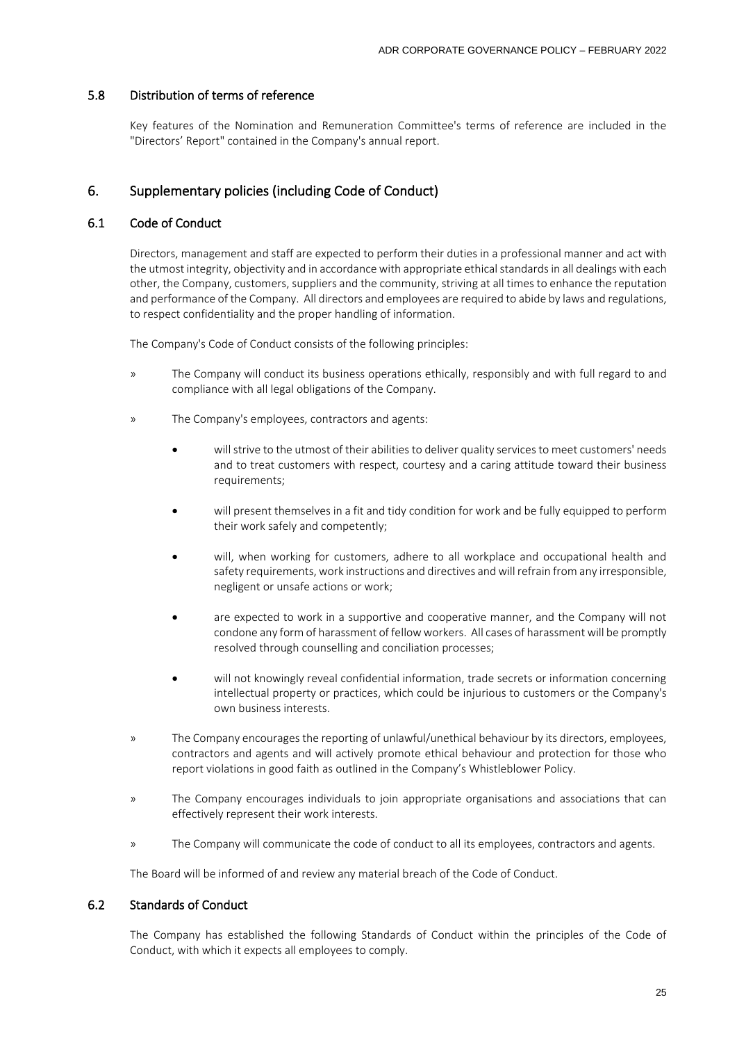### 5.8 Distribution of terms of reference

Key features of the Nomination and Remuneration Committee's terms of reference are included in the "Directors' Report" contained in the Company's annual report.

## 6. Supplementary policies (including Code of Conduct)

### 6.1 Code of Conduct

Directors, management and staff are expected to perform their duties in a professional manner and act with the utmost integrity, objectivity and in accordance with appropriate ethical standards in all dealings with each other, the Company, customers, suppliers and the community, striving at all times to enhance the reputation and performance of the Company. All directors and employees are required to abide by laws and regulations, to respect confidentiality and the proper handling of information.

The Company's Code of Conduct consists of the following principles:

» The Company will conduct its business operations ethically, responsibly and with full regard to and compliance with all legal obligations of the Company.

» The Company's employees, contractors and agents:

- will strive to the utmost of their abilities to deliver quality services to meet customers' needs and to treat customers with respect, courtesy and a caring attitude toward their business requirements;
- will present themselves in a fit and tidy condition for work and be fully equipped to perform their work safely and competently;
- will, when working for customers, adhere to all workplace and occupational health and safety requirements, work instructions and directives and will refrain from any irresponsible, negligent or unsafe actions or work;
- are expected to work in a supportive and cooperative manner, and the Company will not condone any form of harassment of fellow workers. All cases of harassment will be promptly resolved through counselling and conciliation processes;
- will not knowingly reveal confidential information, trade secrets or information concerning intellectual property or practices, which could be injurious to customers or the Company's own business interests.

» The Company encourages the reporting of unlawful/unethical behaviour by its directors, employees, contractors and agents and will actively promote ethical behaviour and protection for those who report violations in good faith as outlined in the Company's Whistleblower Policy.

» The Company encourages individuals to join appropriate organisations and associations that can effectively represent their work interests.

» The Company will communicate the code of conduct to all its employees, contractors and agents.

The Board will be informed of and review any material breach of the Code of Conduct.

### 6.2 Standards of Conduct

The Company has established the following Standards of Conduct within the principles of the Code of Conduct, with which it expects all employees to comply.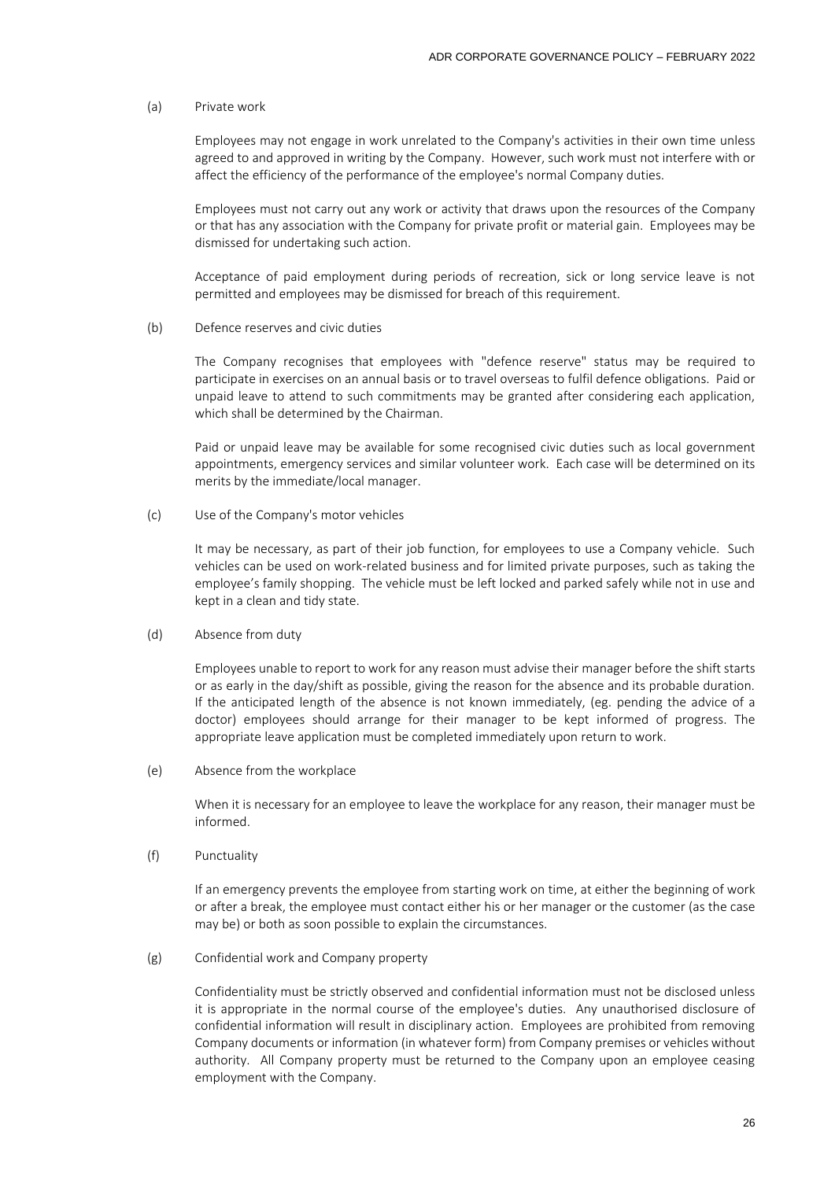(a) Private work

Employees may not engage in work unrelated to the Company's activities in their own time unless agreed to and approved in writing by the Company. However, such work must not interfere with or affect the efficiency of the performance of the employee's normal Company duties.

Employees must not carry out any work or activity that draws upon the resources of the Company or that has any association with the Company for private profit or material gain. Employees may be dismissed for undertaking such action.

Acceptance of paid employment during periods of recreation, sick or long service leave is not permitted and employees may be dismissed for breach of this requirement.

(b) Defence reserves and civic duties

The Company recognises that employees with "defence reserve" status may be required to participate in exercises on an annual basis or to travel overseas to fulfil defence obligations. Paid or unpaid leave to attend to such commitments may be granted after considering each application, which shall be determined by the Chairman.

Paid or unpaid leave may be available for some recognised civic duties such as local government appointments, emergency services and similar volunteer work. Each case will be determined on its merits by the immediate/local manager.

(c) Use of the Company's motor vehicles

It may be necessary, as part of their job function, for employees to use a Company vehicle. Such vehicles can be used on work-related business and for limited private purposes, such as taking the employee's family shopping. The vehicle must be left locked and parked safely while not in use and kept in a clean and tidy state.

(d) Absence from duty

Employees unable to report to work for any reason must advise their manager before the shift starts or as early in the day/shift as possible, giving the reason for the absence and its probable duration. If the anticipated length of the absence is not known immediately, (eg. pending the advice of a doctor) employees should arrange for their manager to be kept informed of progress. The appropriate leave application must be completed immediately upon return to work.

(e) Absence from the workplace

When it is necessary for an employee to leave the workplace for any reason, their manager must be informed.

(f) Punctuality

If an emergency prevents the employee from starting work on time, at either the beginning of work or after a break, the employee must contact either his or her manager or the customer (as the case may be) or both as soon possible to explain the circumstances.

(g) Confidential work and Company property

Confidentiality must be strictly observed and confidential information must not be disclosed unless it is appropriate in the normal course of the employee's duties. Any unauthorised disclosure of confidential information will result in disciplinary action. Employees are prohibited from removing Company documents or information (in whatever form) from Company premises or vehicles without authority. All Company property must be returned to the Company upon an employee ceasing employment with the Company.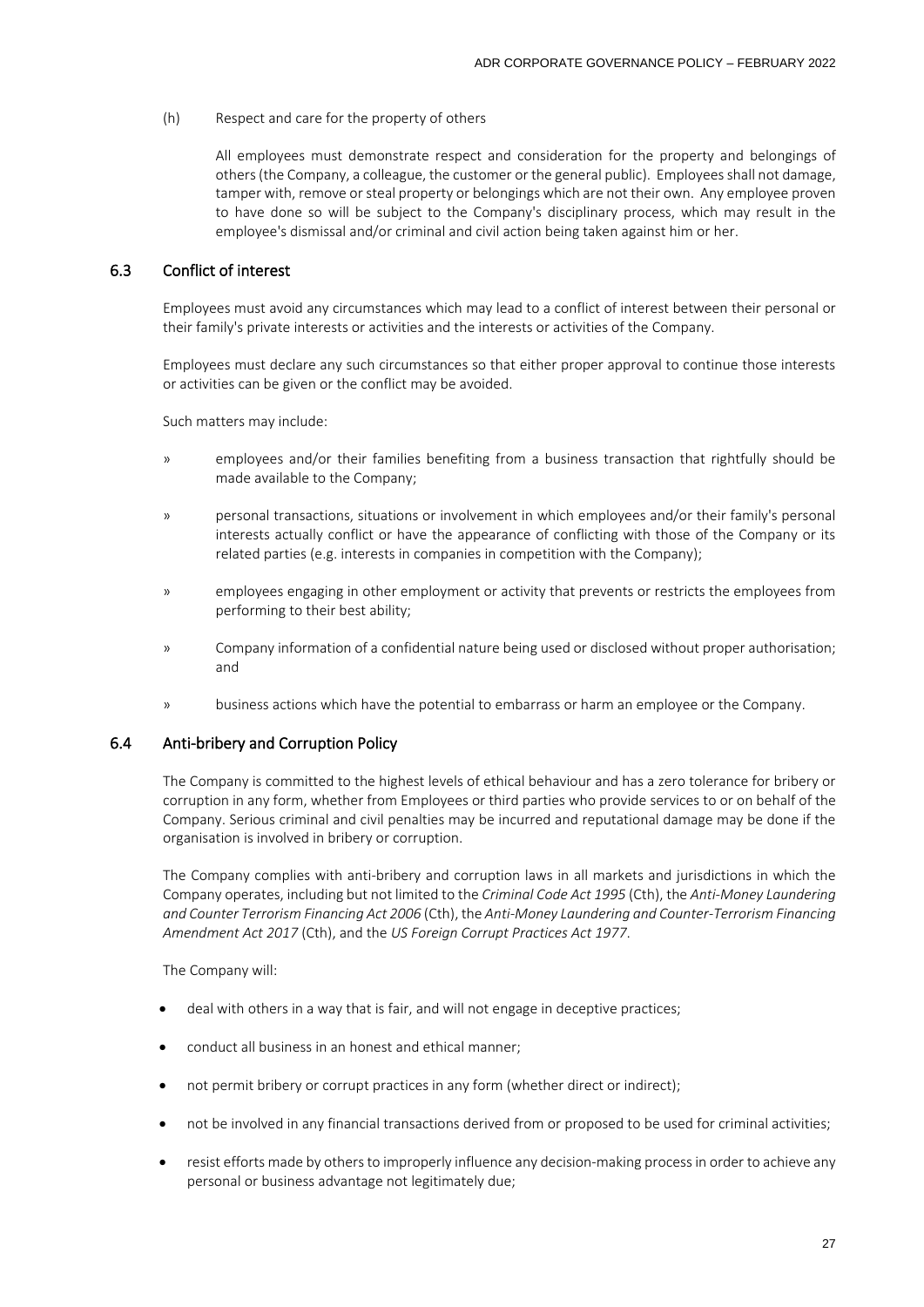(h) Respect and care for the property of others

All employees must demonstrate respect and consideration for the property and belongings of others (the Company, a colleague, the customer or the general public). Employees shall not damage, tamper with, remove or steal property or belongings which are not their own. Any employee proven to have done so will be subject to the Company's disciplinary process, which may result in the employee's dismissal and/or criminal and civil action being taken against him or her.

## 6.3 Conflict of interest

Employees must avoid any circumstances which may lead to a conflict of interest between their personal or their family's private interests or activities and the interests or activities of the Company.

Employees must declare any such circumstances so that either proper approval to continue those interests or activities can be given or the conflict may be avoided.

Such matters may include:

» employees and/or their families benefiting from a business transaction that rightfully should be made available to the Company;

» personal transactions, situations or involvement in which employees and/or their family's personal interests actually conflict or have the appearance of conflicting with those of the Company or its related parties (e.g. interests in companies in competition with the Company);

» employees engaging in other employment or activity that prevents or restricts the employees from performing to their best ability;

» Company information of a confidential nature being used or disclosed without proper authorisation; and

» business actions which have the potential to embarrass or harm an employee or the Company.

## 6.4 Anti-bribery and Corruption Policy

The Company is committed to the highest levels of ethical behaviour and has a zero tolerance for bribery or corruption in any form, whether from Employees or third parties who provide services to or on behalf of the Company. Serious criminal and civil penalties may be incurred and reputational damage may be done if the organisation is involved in bribery or corruption.

The Company complies with anti-bribery and corruption laws in all markets and jurisdictions in which the Company operates, including but not limited to the *Criminal Code Act 1995* (Cth), the *Anti-Money Laundering and Counter Terrorism Financing Act 2006* (Cth), the *Anti-Money Laundering and Counter-Terrorism Financing Amendment Act 2017* (Cth), and the *US Foreign Corrupt Practices Act 1977*.

The Company will:

- deal with others in a way that is fair, and will not engage in deceptive practices;
- conduct all business in an honest and ethical manner;
- not permit bribery or corrupt practices in any form (whether direct or indirect);
- not be involved in any financial transactions derived from or proposed to be used for criminal activities;
- resist efforts made by others to improperly influence any decision-making process in order to achieve any personal or business advantage not legitimately due;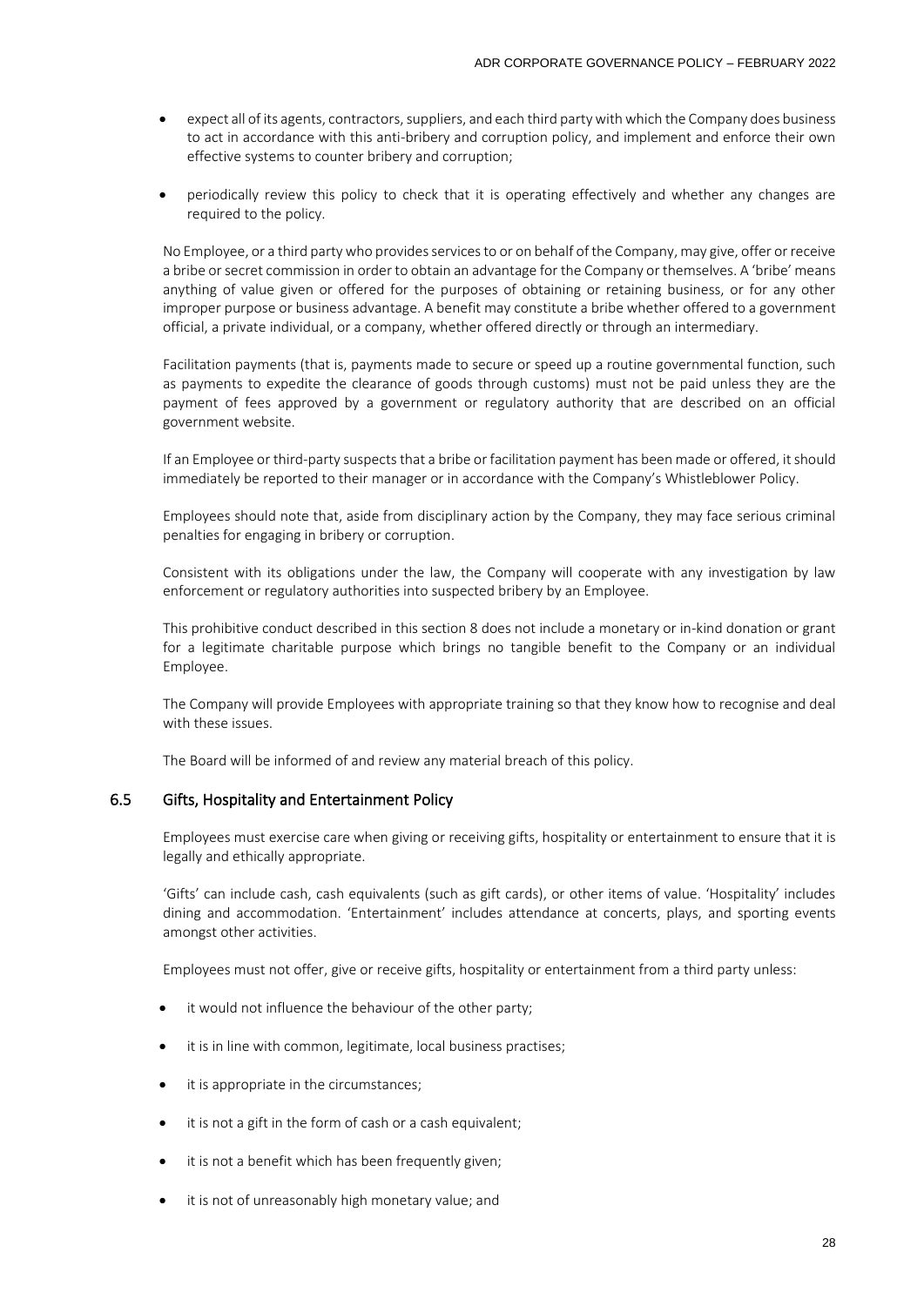- expect all of its agents, contractors, suppliers, and each third party with which the Company does business to act in accordance with this anti-bribery and corruption policy, and implement and enforce their own effective systems to counter bribery and corruption;
- periodically review this policy to check that it is operating effectively and whether any changes are required to the policy.

No Employee, or a third party who provides services to or on behalf of the Company, may give, offer or receive a bribe or secret commission in order to obtain an advantage for the Company or themselves. A 'bribe' means anything of value given or offered for the purposes of obtaining or retaining business, or for any other improper purpose or business advantage. A benefit may constitute a bribe whether offered to a government official, a private individual, or a company, whether offered directly or through an intermediary.

Facilitation payments (that is, payments made to secure or speed up a routine governmental function, such as payments to expedite the clearance of goods through customs) must not be paid unless they are the payment of fees approved by a government or regulatory authority that are described on an official government website.

If an Employee or third-party suspects that a bribe or facilitation payment has been made or offered, it should immediately be reported to their manager or in accordance with the Company's Whistleblower Policy.

Employees should note that, aside from disciplinary action by the Company, they may face serious criminal penalties for engaging in bribery or corruption.

Consistent with its obligations under the law, the Company will cooperate with any investigation by law enforcement or regulatory authorities into suspected bribery by an Employee.

This prohibitive conduct described in this section 8 does not include a monetary or in-kind donation or grant for a legitimate charitable purpose which brings no tangible benefit to the Company or an individual Employee.

The Company will provide Employees with appropriate training so that they know how to recognise and deal with these issues.

The Board will be informed of and review any material breach of this policy.

### 6.5 Gifts, Hospitality and Entertainment Policy

Employees must exercise care when giving or receiving gifts, hospitality or entertainment to ensure that it is legally and ethically appropriate.

'Gifts' can include cash, cash equivalents (such as gift cards), or other items of value. 'Hospitality' includes dining and accommodation. 'Entertainment' includes attendance at concerts, plays, and sporting events amongst other activities.

Employees must not offer, give or receive gifts, hospitality or entertainment from a third party unless:

- it would not influence the behaviour of the other party;
- it is in line with common, legitimate, local business practises;
- it is appropriate in the circumstances;
- it is not a gift in the form of cash or a cash equivalent;
- it is not a benefit which has been frequently given;
- it is not of unreasonably high monetary value; and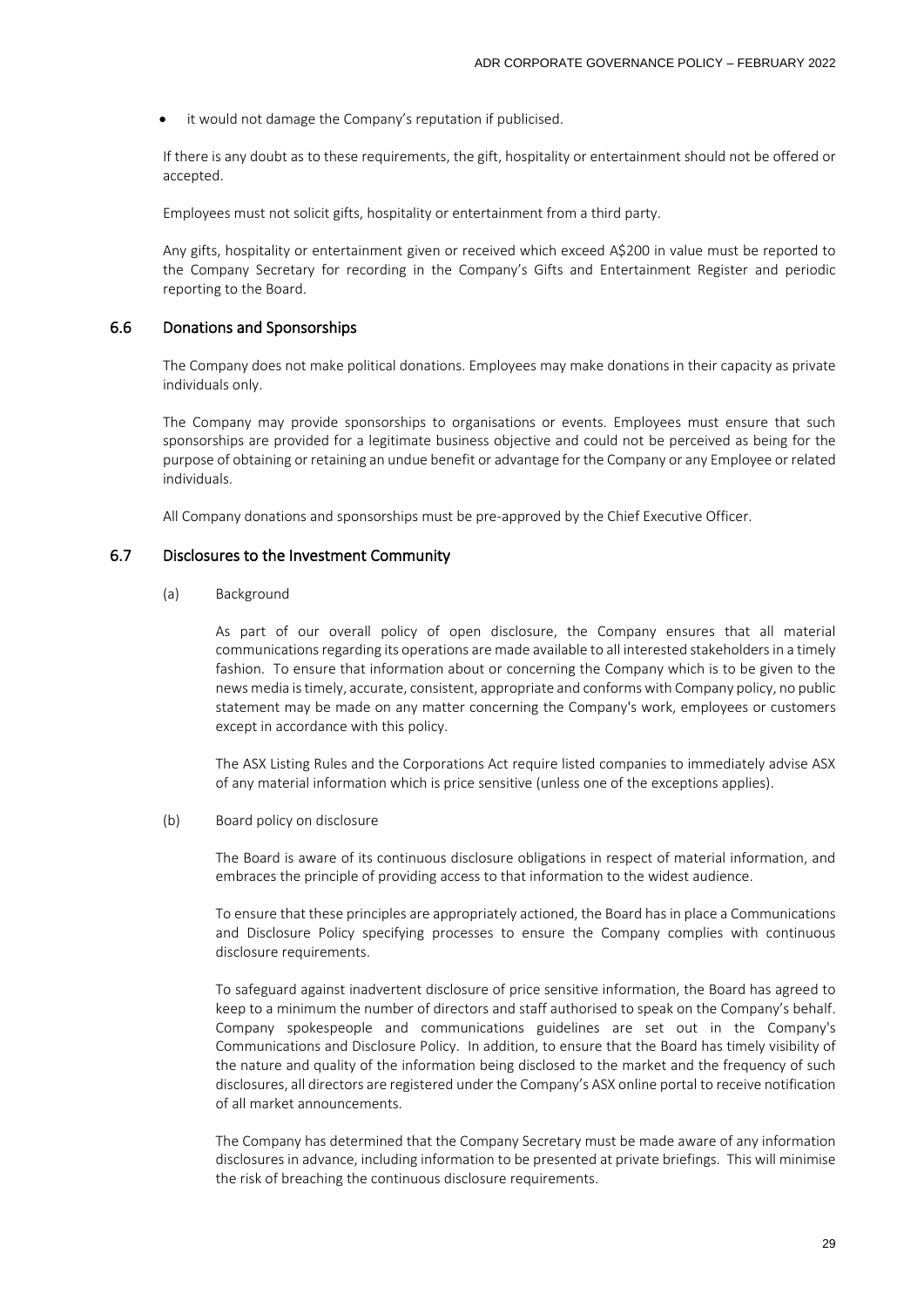- it would not damage the Company's reputation if publicised.

If there is any doubt as to these requirements, the gift, hospitality or entertainment should not be offered or accepted.

Employees must not solicit gifts, hospitality or entertainment from a third party.

Any gifts, hospitality or entertainment given or received which exceed A$200 in value must be reported to the Company Secretary for recording in the Company's Gifts and Entertainment Register and periodic reporting to the Board.

### 6.6 Donations and Sponsorships

The Company does not make political donations. Employees may make donations in their capacity as private individuals only.

The Company may provide sponsorships to organisations or events. Employees must ensure that such sponsorships are provided for a legitimate business objective and could not be perceived as being for the purpose of obtaining or retaining an undue benefit or advantage for the Company or any Employee or related individuals.

All Company donations and sponsorships must be pre-approved by the Chief Executive Officer.

### 6.7 Disclosures to the Investment Community

(a) Background

As part of our overall policy of open disclosure, the Company ensures that all material communications regarding its operations are made available to all interested stakeholders in a timely fashion. To ensure that information about or concerning the Company which is to be given to the news media is timely, accurate, consistent, appropriate and conforms with Company policy, no public statement may be made on any matter concerning the Company's work, employees or customers except in accordance with this policy.

The ASX Listing Rules and the Corporations Act require listed companies to immediately advise ASX of any material information which is price sensitive (unless one of the exceptions applies).

(b) Board policy on disclosure

The Board is aware of its continuous disclosure obligations in respect of material information, and embraces the principle of providing access to that information to the widest audience.

To ensure that these principles are appropriately actioned, the Board has in place a Communications and Disclosure Policy specifying processes to ensure the Company complies with continuous disclosure requirements.

To safeguard against inadvertent disclosure of price sensitive information, the Board has agreed to keep to a minimum the number of directors and staff authorised to speak on the Company's behalf. Company spokespeople and communications guidelines are set out in the Company's Communications and Disclosure Policy. In addition, to ensure that the Board has timely visibility of the nature and quality of the information being disclosed to the market and the frequency of such disclosures, all directors are registered under the Company's ASX online portal to receive notification of all market announcements.

The Company has determined that the Company Secretary must be made aware of any information disclosures in advance, including information to be presented at private briefings. This will minimise the risk of breaching the continuous disclosure requirements.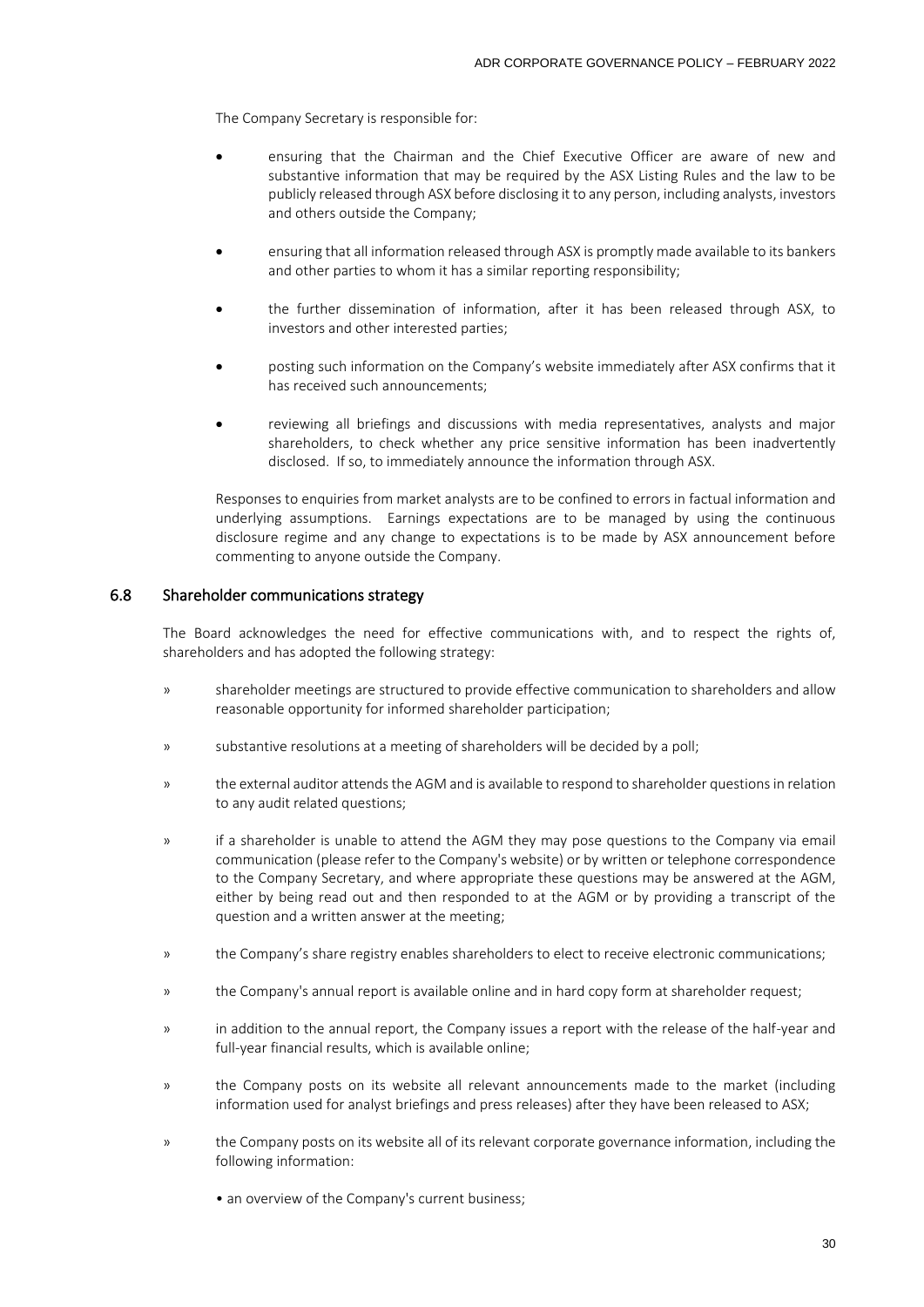The Company Secretary is responsible for:

- ensuring that the Chairman and the Chief Executive Officer are aware of new and substantive information that may be required by the ASX Listing Rules and the law to be publicly released through ASX before disclosing it to any person, including analysts, investors and others outside the Company;
- ensuring that all information released through ASX is promptly made available to its bankers and other parties to whom it has a similar reporting responsibility;
- the further dissemination of information, after it has been released through ASX, to investors and other interested parties;
- posting such information on the Company's website immediately after ASX confirms that it has received such announcements;
- reviewing all briefings and discussions with media representatives, analysts and major shareholders, to check whether any price sensitive information has been inadvertently disclosed. If so, to immediately announce the information through ASX.

Responses to enquiries from market analysts are to be confined to errors in factual information and underlying assumptions. Earnings expectations are to be managed by using the continuous disclosure regime and any change to expectations is to be made by ASX announcement before commenting to anyone outside the Company.

## 6.8 Shareholder communications strategy

The Board acknowledges the need for effective communications with, and to respect the rights of, shareholders and has adopted the following strategy:

» shareholder meetings are structured to provide effective communication to shareholders and allow reasonable opportunity for informed shareholder participation;

» substantive resolutions at a meeting of shareholders will be decided by a poll;

» the external auditor attends the AGM and is available to respond to shareholder questions in relation to any audit related questions;

» if a shareholder is unable to attend the AGM they may pose questions to the Company via email communication (please refer to the Company's website) or by written or telephone correspondence to the Company Secretary, and where appropriate these questions may be answered at the AGM, either by being read out and then responded to at the AGM or by providing a transcript of the question and a written answer at the meeting;

» the Company's share registry enables shareholders to elect to receive electronic communications;

» the Company's annual report is available online and in hard copy form at shareholder request;

» in addition to the annual report, the Company issues a report with the release of the half-year and full-year financial results, which is available online;

» the Company posts on its website all relevant announcements made to the market (including information used for analyst briefings and press releases) after they have been released to ASX;

» the Company posts on its website all of its relevant corporate governance information, including the following information:

- an overview of the Company's current business;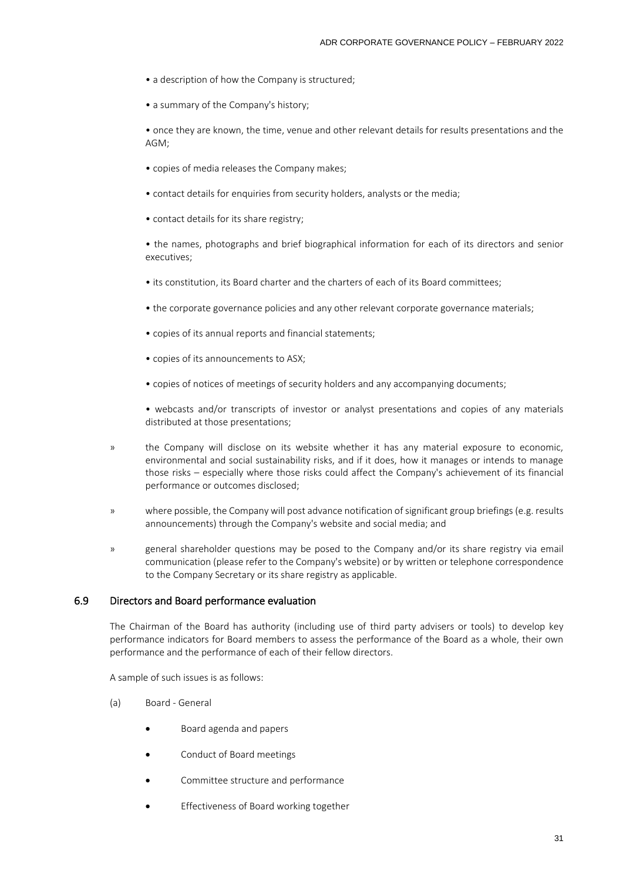- a description of how the Company is structured;
- a summary of the Company's history;
- once they are known, the time, venue and other relevant details for results presentations and the AGM;
- copies of media releases the Company makes;
- contact details for enquiries from security holders, analysts or the media;
- contact details for its share registry;
- the names, photographs and brief biographical information for each of its directors and senior executives;
- its constitution, its Board charter and the charters of each of its Board committees;
- the corporate governance policies and any other relevant corporate governance materials;
- copies of its annual reports and financial statements;
- copies of its announcements to ASX;
- copies of notices of meetings of security holders and any accompanying documents;
- webcasts and/or transcripts of investor or analyst presentations and copies of any materials distributed at those presentations;

» the Company will disclose on its website whether it has any material exposure to economic, environmental and social sustainability risks, and if it does, how it manages or intends to manage those risks – especially where those risks could affect the Company's achievement of its financial performance or outcomes disclosed;

» where possible, the Company will post advance notification of significant group briefings (e.g. results announcements) through the Company's website and social media; and

» general shareholder questions may be posed to the Company and/or its share registry via email communication (please refer to the Company's website) or by written or telephone correspondence to the Company Secretary or its share registry as applicable.

## 6.9 Directors and Board performance evaluation

The Chairman of the Board has authority (including use of third party advisers or tools) to develop key performance indicators for Board members to assess the performance of the Board as a whole, their own performance and the performance of each of their fellow directors.

A sample of such issues is as follows:

(a) Board - General

- Board agenda and papers
- Conduct of Board meetings
- Committee structure and performance
- Effectiveness of Board working together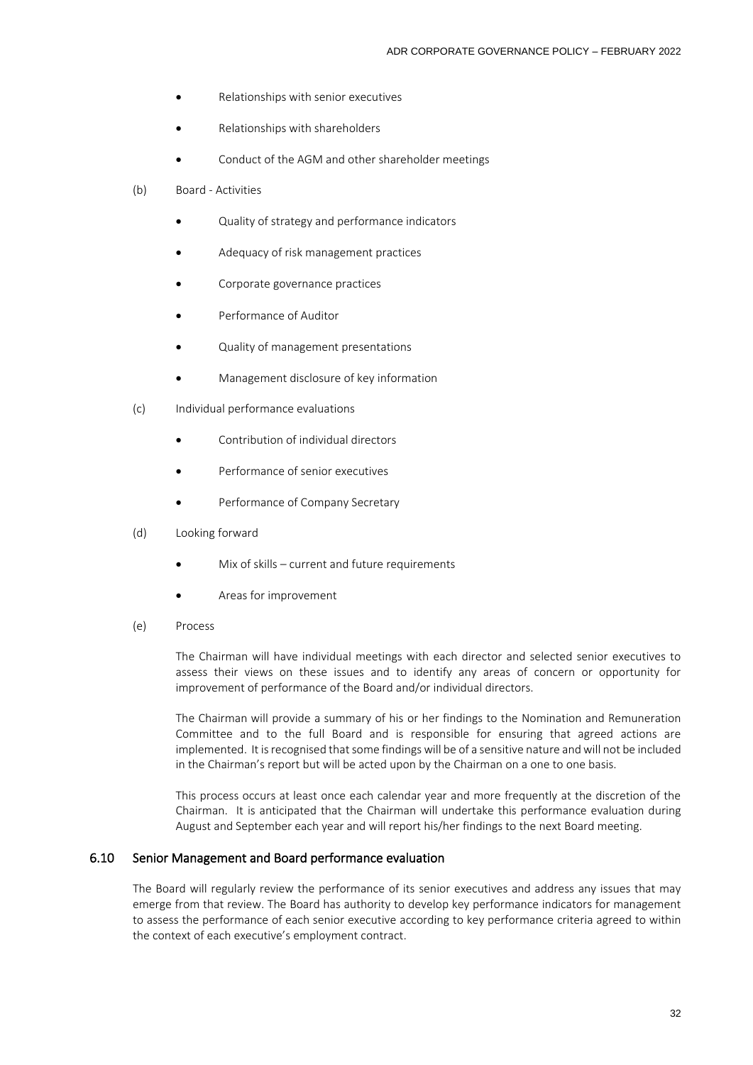- Relationships with senior executives
- Relationships with shareholders
- Conduct of the AGM and other shareholder meetings

(b) Board - Activities

- Quality of strategy and performance indicators
- Adequacy of risk management practices
- Corporate governance practices
- Performance of Auditor
- Quality of management presentations
- Management disclosure of key information

(c) Individual performance evaluations

- Contribution of individual directors
- Performance of senior executives
- Performance of Company Secretary

(d) Looking forward

- Mix of skills – current and future requirements
- Areas for improvement

(e) Process

The Chairman will have individual meetings with each director and selected senior executives to assess their views on these issues and to identify any areas of concern or opportunity for improvement of performance of the Board and/or individual directors.

The Chairman will provide a summary of his or her findings to the Nomination and Remuneration Committee and to the full Board and is responsible for ensuring that agreed actions are implemented. It is recognised that some findings will be of a sensitive nature and will not be included in the Chairman's report but will be acted upon by the Chairman on a one to one basis.

This process occurs at least once each calendar year and more frequently at the discretion of the Chairman. It is anticipated that the Chairman will undertake this performance evaluation during August and September each year and will report his/her findings to the next Board meeting.

## 6.10 Senior Management and Board performance evaluation

The Board will regularly review the performance of its senior executives and address any issues that may emerge from that review. The Board has authority to develop key performance indicators for management to assess the performance of each senior executive according to key performance criteria agreed to within the context of each executive's employment contract.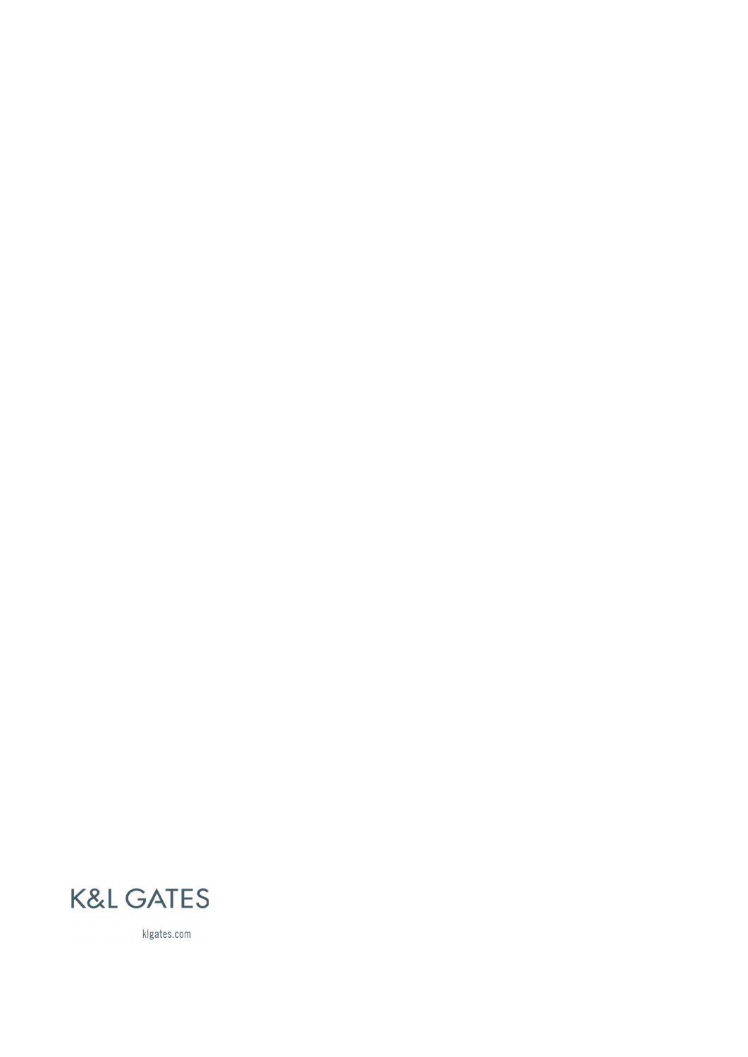K&L GATES

klgates.com